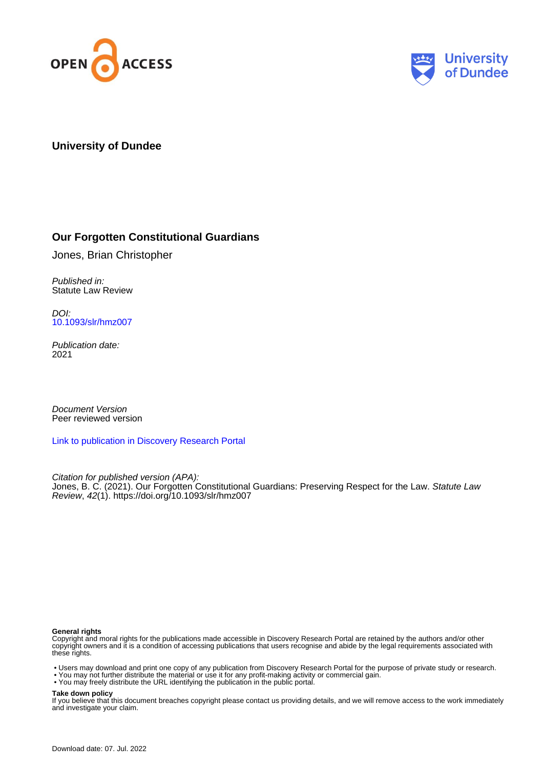OPEN ACCESS

University of Dundee

**University of Dundee**

## Our Forgotten Constitutional Guardians

Jones, Brian Christopher

*Published in:*
Statute Law Review

*DOI:*
10.1093/slr/hmz007

*Publication date:*
2021

*Document Version*
Peer reviewed version

Link to publication in Discovery Research Portal

*Citation for published version (APA):*
Jones, B. C. (2021). Our Forgotten Constitutional Guardians: Preserving Respect for the Law. *Statute Law Review*, *42*(1). https://doi.org/10.1093/slr/hmz007

**General rights**
Copyright and moral rights for the publications made accessible in Discovery Research Portal are retained by the authors and/or other copyright owners and it is a condition of accessing publications that users recognise and abide by the legal requirements associated with these rights.

- Users may download and print one copy of any publication from Discovery Research Portal for the purpose of private study or research.
- You may not further distribute the material or use it for any profit-making activity or commercial gain.
- You may freely distribute the URL identifying the publication in the public portal.

**Take down policy**
If you believe that this document breaches copyright please contact us providing details, and we will remove access to the work immediately and investigate your claim.

Download date: 07. Jul. 2022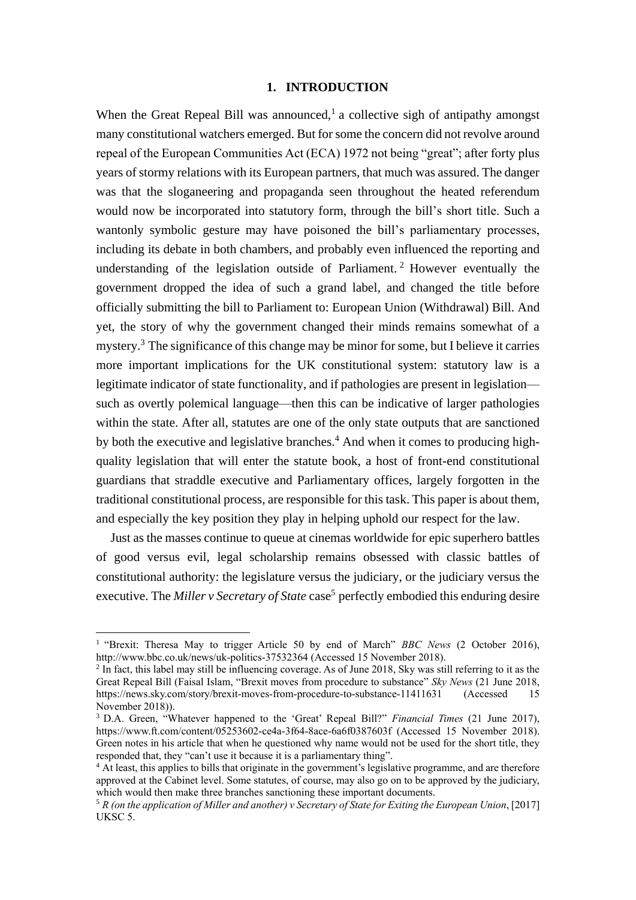## 1. INTRODUCTION

When the Great Repeal Bill was announced,[1] a collective sigh of antipathy amongst many constitutional watchers emerged. But for some the concern did not revolve around repeal of the European Communities Act (ECA) 1972 not being "great"; after forty plus years of stormy relations with its European partners, that much was assured. The danger was that the sloganeering and propaganda seen throughout the heated referendum would now be incorporated into statutory form, through the bill's short title. Such a wantonly symbolic gesture may have poisoned the bill's parliamentary processes, including its debate in both chambers, and probably even influenced the reporting and understanding of the legislation outside of Parliament.[2] However eventually the government dropped the idea of such a grand label, and changed the title before officially submitting the bill to Parliament to: European Union (Withdrawal) Bill. And yet, the story of why the government changed their minds remains somewhat of a mystery.[3] The significance of this change may be minor for some, but I believe it carries more important implications for the UK constitutional system: statutory law is a legitimate indicator of state functionality, and if pathologies are present in legislation—such as overtly polemical language—then this can be indicative of larger pathologies within the state. After all, statutes are one of the only state outputs that are sanctioned by both the executive and legislative branches.[4] And when it comes to producing high-quality legislation that will enter the statute book, a host of front-end constitutional guardians that straddle executive and Parliamentary offices, largely forgotten in the traditional constitutional process, are responsible for this task. This paper is about them, and especially the key position they play in helping uphold our respect for the law.

Just as the masses continue to queue at cinemas worldwide for epic superhero battles of good versus evil, legal scholarship remains obsessed with classic battles of constitutional authority: the legislature versus the judiciary, or the judiciary versus the executive. The *Miller v Secretary of State* case[5] perfectly embodied this enduring desire

---

[1] "Brexit: Theresa May to trigger Article 50 by end of March" *BBC News* (2 October 2016), http://www.bbc.co.uk/news/uk-politics-37532364 (Accessed 15 November 2018).

[2] In fact, this label may still be influencing coverage. As of June 2018, Sky was still referring to it as the Great Repeal Bill (Faisal Islam, "Brexit moves from procedure to substance" *Sky News* (21 June 2018, https://news.sky.com/story/brexit-moves-from-procedure-to-substance-11411631 (Accessed 15 November 2018)).

[3] D.A. Green, "Whatever happened to the 'Great' Repeal Bill?" *Financial Times* (21 June 2017), https://www.ft.com/content/05253602-ce4a-3f64-8ace-6a6f0387603f (Accessed 15 November 2018). Green notes in his article that when he questioned why name would not be used for the short title, they responded that, they "can't use it because it is a parliamentary thing".

[4] At least, this applies to bills that originate in the government's legislative programme, and are therefore approved at the Cabinet level. Some statutes, of course, may also go on to be approved by the judiciary, which would then make three branches sanctioning these important documents.

[5] *R (on the application of Miller and another) v Secretary of State for Exiting the European Union*, [2017] UKSC 5.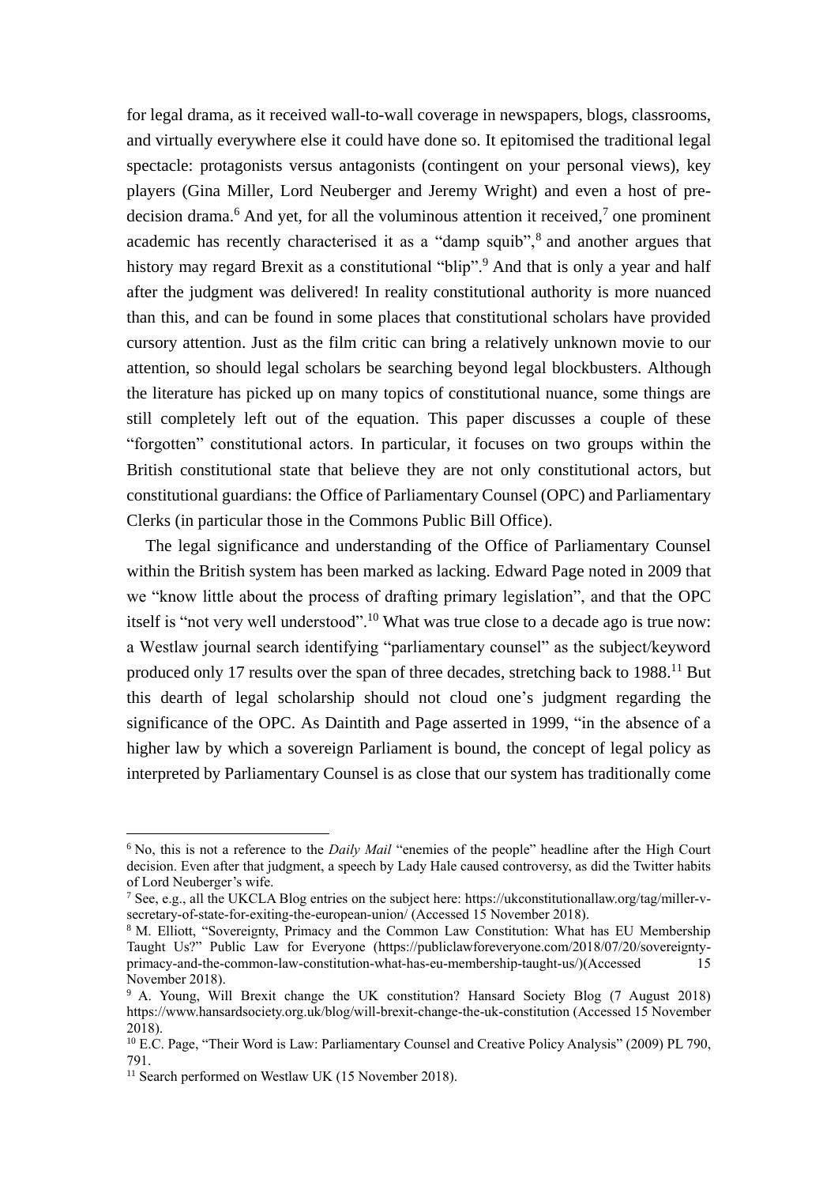for legal drama, as it received wall-to-wall coverage in newspapers, blogs, classrooms, and virtually everywhere else it could have done so. It epitomised the traditional legal spectacle: protagonists versus antagonists (contingent on your personal views), key players (Gina Miller, Lord Neuberger and Jeremy Wright) and even a host of pre-decision drama.[6] And yet, for all the voluminous attention it received,[7] one prominent academic has recently characterised it as a "damp squib",[8] and another argues that history may regard Brexit as a constitutional "blip".[9] And that is only a year and half after the judgment was delivered! In reality constitutional authority is more nuanced than this, and can be found in some places that constitutional scholars have provided cursory attention. Just as the film critic can bring a relatively unknown movie to our attention, so should legal scholars be searching beyond legal blockbusters. Although the literature has picked up on many topics of constitutional nuance, some things are still completely left out of the equation. This paper discusses a couple of these "forgotten" constitutional actors. In particular, it focuses on two groups within the British constitutional state that believe they are not only constitutional actors, but constitutional guardians: the Office of Parliamentary Counsel (OPC) and Parliamentary Clerks (in particular those in the Commons Public Bill Office).

The legal significance and understanding of the Office of Parliamentary Counsel within the British system has been marked as lacking. Edward Page noted in 2009 that we "know little about the process of drafting primary legislation", and that the OPC itself is "not very well understood".[10] What was true close to a decade ago is true now: a Westlaw journal search identifying "parliamentary counsel" as the subject/keyword produced only 17 results over the span of three decades, stretching back to 1988.[11] But this dearth of legal scholarship should not cloud one's judgment regarding the significance of the OPC. As Daintith and Page asserted in 1999, "in the absence of a higher law by which a sovereign Parliament is bound, the concept of legal policy as interpreted by Parliamentary Counsel is as close that our system has traditionally come

[6] No, this is not a reference to the *Daily Mail* "enemies of the people" headline after the High Court decision. Even after that judgment, a speech by Lady Hale caused controversy, as did the Twitter habits of Lord Neuberger's wife.

[7] See, e.g., all the UKCLA Blog entries on the subject here: https://ukconstitutionallaw.org/tag/miller-v-secretary-of-state-for-exiting-the-european-union/ (Accessed 15 November 2018).

[8] M. Elliott, "Sovereignty, Primacy and the Common Law Constitution: What has EU Membership Taught Us?" Public Law for Everyone (https://publiclawforeveryone.com/2018/07/20/sovereignty-primacy-and-the-common-law-constitution-what-has-eu-membership-taught-us/)(Accessed 15 November 2018).

[9] A. Young, Will Brexit change the UK constitution? Hansard Society Blog (7 August 2018) https://www.hansardsociety.org.uk/blog/will-brexit-change-the-uk-constitution (Accessed 15 November 2018).

[10] E.C. Page, "Their Word is Law: Parliamentary Counsel and Creative Policy Analysis" (2009) PL 790, 791.

[11] Search performed on Westlaw UK (15 November 2018).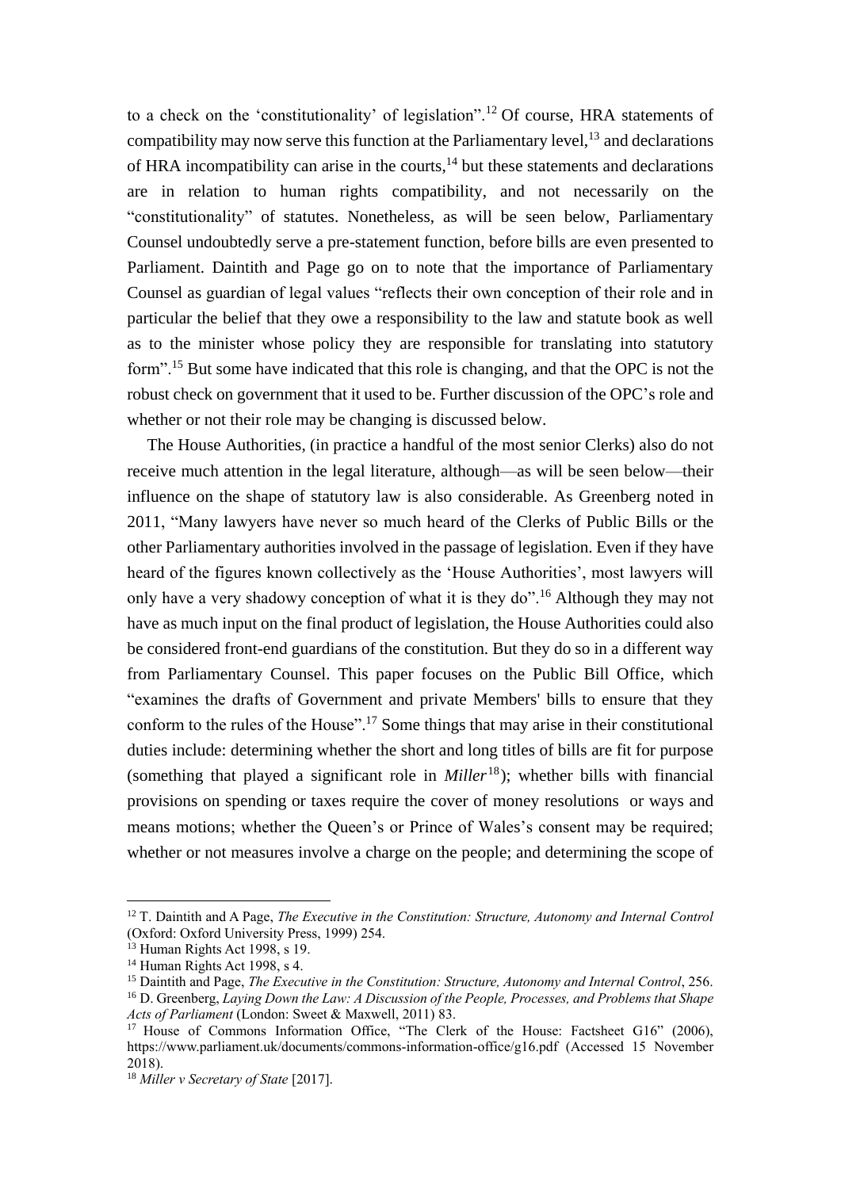to a check on the 'constitutionality' of legislation".[12] Of course, HRA statements of compatibility may now serve this function at the Parliamentary level,[13] and declarations of HRA incompatibility can arise in the courts,[14] but these statements and declarations are in relation to human rights compatibility, and not necessarily on the "constitutionality" of statutes. Nonetheless, as will be seen below, Parliamentary Counsel undoubtedly serve a pre-statement function, before bills are even presented to Parliament. Daintith and Page go on to note that the importance of Parliamentary Counsel as guardian of legal values "reflects their own conception of their role and in particular the belief that they owe a responsibility to the law and statute book as well as to the minister whose policy they are responsible for translating into statutory form".[15] But some have indicated that this role is changing, and that the OPC is not the robust check on government that it used to be. Further discussion of the OPC's role and whether or not their role may be changing is discussed below.

The House Authorities, (in practice a handful of the most senior Clerks) also do not receive much attention in the legal literature, although—as will be seen below—their influence on the shape of statutory law is also considerable. As Greenberg noted in 2011, "Many lawyers have never so much heard of the Clerks of Public Bills or the other Parliamentary authorities involved in the passage of legislation. Even if they have heard of the figures known collectively as the 'House Authorities', most lawyers will only have a very shadowy conception of what it is they do".[16] Although they may not have as much input on the final product of legislation, the House Authorities could also be considered front-end guardians of the constitution. But they do so in a different way from Parliamentary Counsel. This paper focuses on the Public Bill Office, which "examines the drafts of Government and private Members' bills to ensure that they conform to the rules of the House".[17] Some things that may arise in their constitutional duties include: determining whether the short and long titles of bills are fit for purpose (something that played a significant role in *Miller*[18]); whether bills with financial provisions on spending or taxes require the cover of money resolutions or ways and means motions; whether the Queen's or Prince of Wales's consent may be required; whether or not measures involve a charge on the people; and determining the scope of

---

[12] T. Daintith and A Page, *The Executive in the Constitution: Structure, Autonomy and Internal Control* (Oxford: Oxford University Press, 1999) 254.

[13] Human Rights Act 1998, s 19.

[14] Human Rights Act 1998, s 4.

[15] Daintith and Page, *The Executive in the Constitution: Structure, Autonomy and Internal Control*, 256.

[16] D. Greenberg, *Laying Down the Law: A Discussion of the People, Processes, and Problems that Shape Acts of Parliament* (London: Sweet & Maxwell, 2011) 83.

[17] House of Commons Information Office, "The Clerk of the House: Factsheet G16" (2006), https://www.parliament.uk/documents/commons-information-office/g16.pdf (Accessed 15 November 2018).

[18] *Miller v Secretary of State* [2017].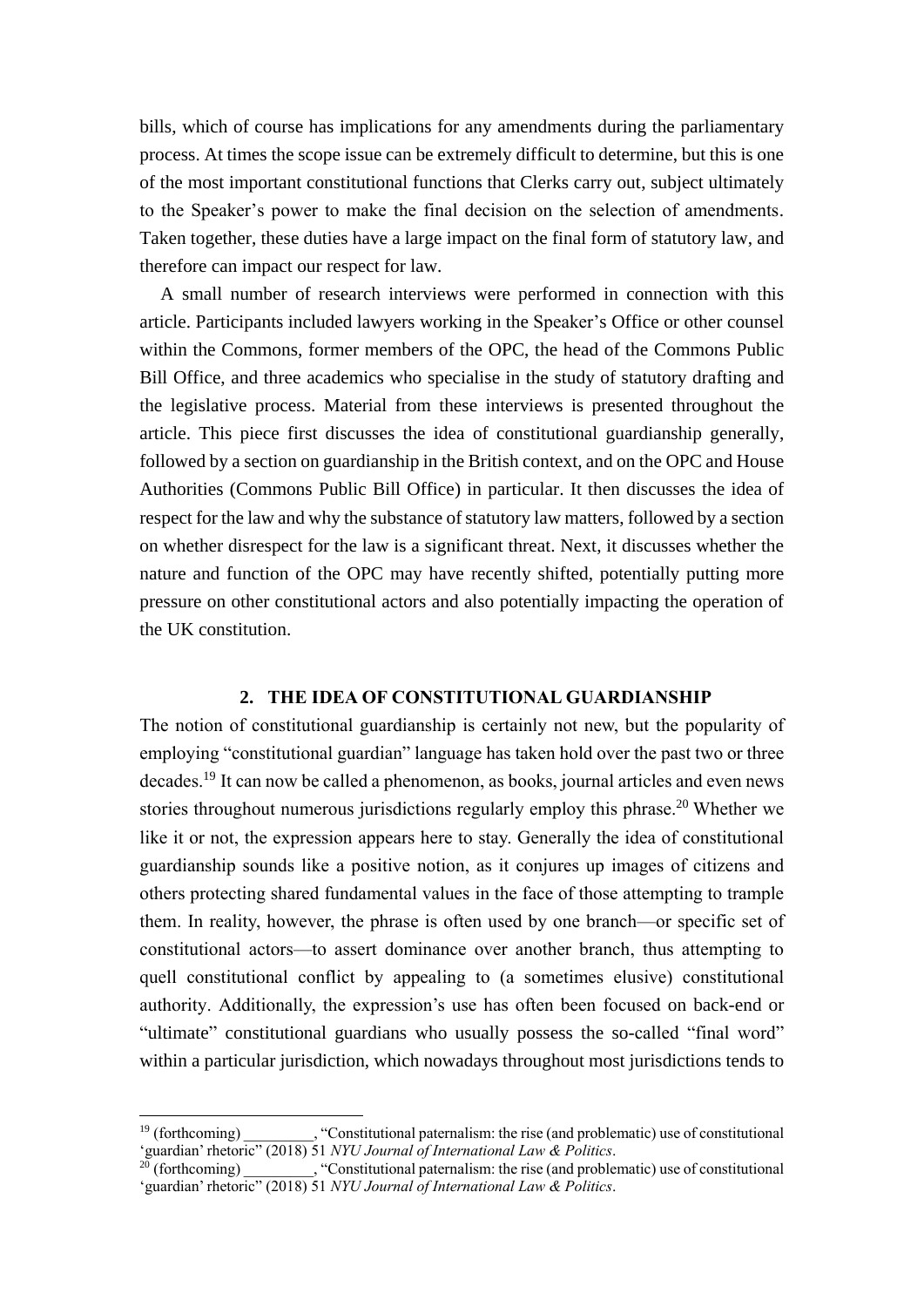bills, which of course has implications for any amendments during the parliamentary process. At times the scope issue can be extremely difficult to determine, but this is one of the most important constitutional functions that Clerks carry out, subject ultimately to the Speaker's power to make the final decision on the selection of amendments. Taken together, these duties have a large impact on the final form of statutory law, and therefore can impact our respect for law.

A small number of research interviews were performed in connection with this article. Participants included lawyers working in the Speaker's Office or other counsel within the Commons, former members of the OPC, the head of the Commons Public Bill Office, and three academics who specialise in the study of statutory drafting and the legislative process. Material from these interviews is presented throughout the article. This piece first discusses the idea of constitutional guardianship generally, followed by a section on guardianship in the British context, and on the OPC and House Authorities (Commons Public Bill Office) in particular. It then discusses the idea of respect for the law and why the substance of statutory law matters, followed by a section on whether disrespect for the law is a significant threat. Next, it discusses whether the nature and function of the OPC may have recently shifted, potentially putting more pressure on other constitutional actors and also potentially impacting the operation of the UK constitution.

## 2. THE IDEA OF CONSTITUTIONAL GUARDIANSHIP

The notion of constitutional guardianship is certainly not new, but the popularity of employing "constitutional guardian" language has taken hold over the past two or three decades.[19] It can now be called a phenomenon, as books, journal articles and even news stories throughout numerous jurisdictions regularly employ this phrase.[20] Whether we like it or not, the expression appears here to stay. Generally the idea of constitutional guardianship sounds like a positive notion, as it conjures up images of citizens and others protecting shared fundamental values in the face of those attempting to trample them. In reality, however, the phrase is often used by one branch—or specific set of constitutional actors—to assert dominance over another branch, thus attempting to quell constitutional conflict by appealing to (a sometimes elusive) constitutional authority. Additionally, the expression's use has often been focused on back-end or "ultimate" constitutional guardians who usually possess the so-called "final word" within a particular jurisdiction, which nowadays throughout most jurisdictions tends to

---

[19] (forthcoming) _________, "Constitutional paternalism: the rise (and problematic) use of constitutional 'guardian' rhetoric" (2018) 51 *NYU Journal of International Law & Politics*.

[20] (forthcoming) _________, "Constitutional paternalism: the rise (and problematic) use of constitutional 'guardian' rhetoric" (2018) 51 *NYU Journal of International Law & Politics*.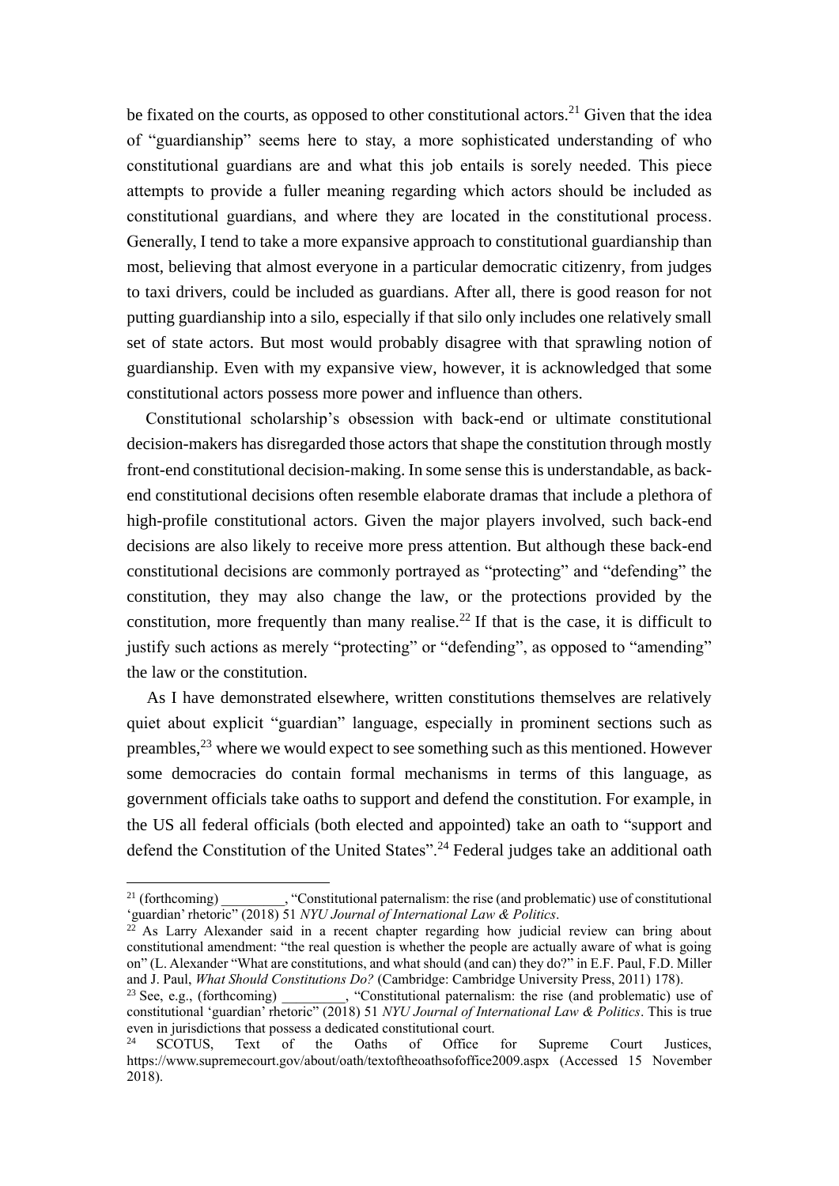be fixated on the courts, as opposed to other constitutional actors.[21] Given that the idea of "guardianship" seems here to stay, a more sophisticated understanding of who constitutional guardians are and what this job entails is sorely needed. This piece attempts to provide a fuller meaning regarding which actors should be included as constitutional guardians, and where they are located in the constitutional process. Generally, I tend to take a more expansive approach to constitutional guardianship than most, believing that almost everyone in a particular democratic citizenry, from judges to taxi drivers, could be included as guardians. After all, there is good reason for not putting guardianship into a silo, especially if that silo only includes one relatively small set of state actors. But most would probably disagree with that sprawling notion of guardianship. Even with my expansive view, however, it is acknowledged that some constitutional actors possess more power and influence than others.

Constitutional scholarship's obsession with back-end or ultimate constitutional decision-makers has disregarded those actors that shape the constitution through mostly front-end constitutional decision-making. In some sense this is understandable, as back-end constitutional decisions often resemble elaborate dramas that include a plethora of high-profile constitutional actors. Given the major players involved, such back-end decisions are also likely to receive more press attention. But although these back-end constitutional decisions are commonly portrayed as "protecting" and "defending" the constitution, they may also change the law, or the protections provided by the constitution, more frequently than many realise.[22] If that is the case, it is difficult to justify such actions as merely "protecting" or "defending", as opposed to "amending" the law or the constitution.

As I have demonstrated elsewhere, written constitutions themselves are relatively quiet about explicit "guardian" language, especially in prominent sections such as preambles,[23] where we would expect to see something such as this mentioned. However some democracies do contain formal mechanisms in terms of this language, as government officials take oaths to support and defend the constitution. For example, in the US all federal officials (both elected and appointed) take an oath to "support and defend the Constitution of the United States".[24] Federal judges take an additional oath

---

[21] (forthcoming) _________, "Constitutional paternalism: the rise (and problematic) use of constitutional 'guardian' rhetoric" (2018) 51 *NYU Journal of International Law & Politics*.

[22] As Larry Alexander said in a recent chapter regarding how judicial review can bring about constitutional amendment: "the real question is whether the people are actually aware of what is going on" (L. Alexander "What are constitutions, and what should (and can) they do?" in E.F. Paul, F.D. Miller and J. Paul, *What Should Constitutions Do?* (Cambridge: Cambridge University Press, 2011) 178).

[23] See, e.g., (forthcoming) _________, "Constitutional paternalism: the rise (and problematic) use of constitutional 'guardian' rhetoric" (2018) 51 *NYU Journal of International Law & Politics*. This is true even in jurisdictions that possess a dedicated constitutional court.

[24] SCOTUS, Text of the Oaths of Office for Supreme Court Justices, https://www.supremecourt.gov/about/oath/textoftheoathsofoffice2009.aspx (Accessed 15 November 2018).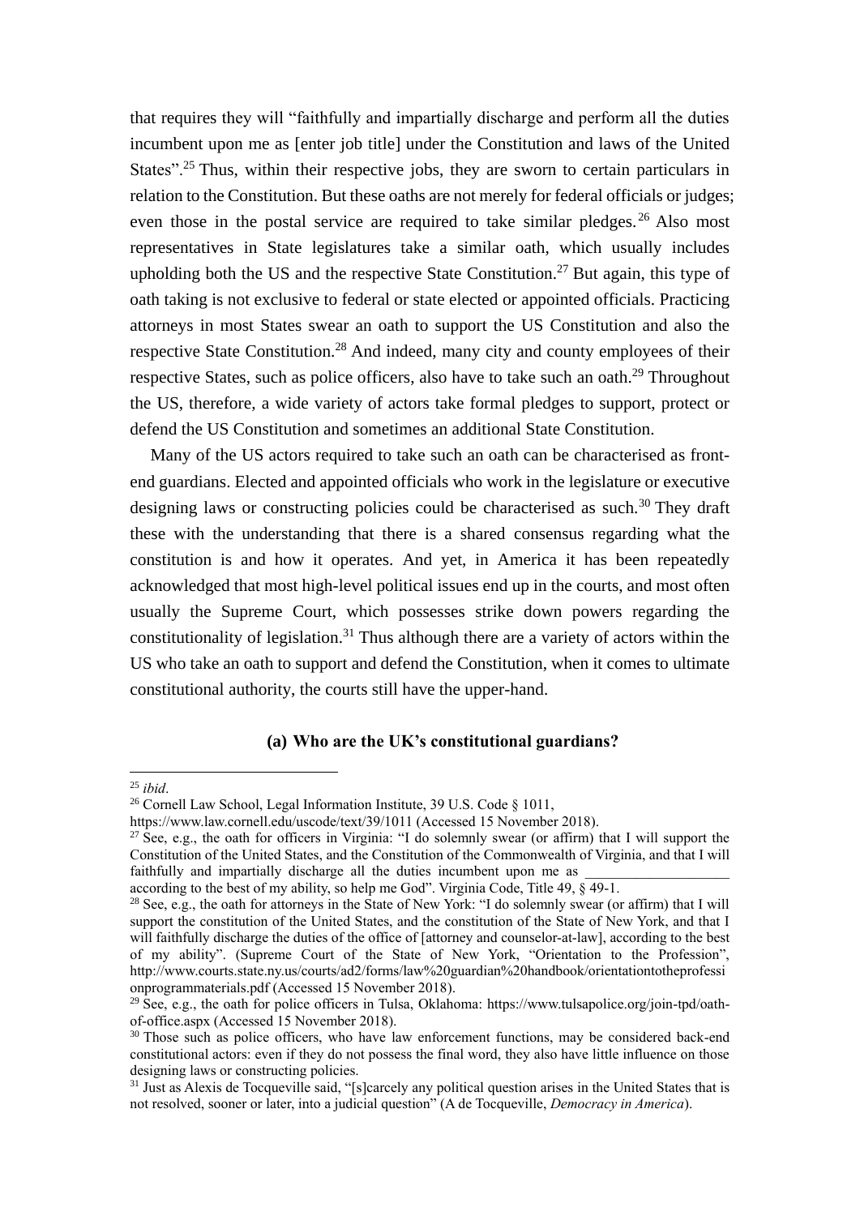that requires they will "faithfully and impartially discharge and perform all the duties incumbent upon me as [enter job title] under the Constitution and laws of the United States".[25] Thus, within their respective jobs, they are sworn to certain particulars in relation to the Constitution. But these oaths are not merely for federal officials or judges; even those in the postal service are required to take similar pledges.[26] Also most representatives in State legislatures take a similar oath, which usually includes upholding both the US and the respective State Constitution.[27] But again, this type of oath taking is not exclusive to federal or state elected or appointed officials. Practicing attorneys in most States swear an oath to support the US Constitution and also the respective State Constitution.[28] And indeed, many city and county employees of their respective States, such as police officers, also have to take such an oath.[29] Throughout the US, therefore, a wide variety of actors take formal pledges to support, protect or defend the US Constitution and sometimes an additional State Constitution.

Many of the US actors required to take such an oath can be characterised as front-end guardians. Elected and appointed officials who work in the legislature or executive designing laws or constructing policies could be characterised as such.[30] They draft these with the understanding that there is a shared consensus regarding what the constitution is and how it operates. And yet, in America it has been repeatedly acknowledged that most high-level political issues end up in the courts, and most often usually the Supreme Court, which possesses strike down powers regarding the constitutionality of legislation.[31] Thus although there are a variety of actors within the US who take an oath to support and defend the Constitution, when it comes to ultimate constitutional authority, the courts still have the upper-hand.

### (a) Who are the UK's constitutional guardians?

---

[25] *ibid*.

[26] Cornell Law School, Legal Information Institute, 39 U.S. Code § 1011, https://www.law.cornell.edu/uscode/text/39/1011 (Accessed 15 November 2018).

[27] See, e.g., the oath for officers in Virginia: "I do solemnly swear (or affirm) that I will support the Constitution of the United States, and the Constitution of the Commonwealth of Virginia, and that I will faithfully and impartially discharge all the duties incumbent upon me as ____________________ according to the best of my ability, so help me God". Virginia Code, Title 49, § 49-1.

[28] See, e.g., the oath for attorneys in the State of New York: "I do solemnly swear (or affirm) that I will support the constitution of the United States, and the constitution of the State of New York, and that I will faithfully discharge the duties of the office of [attorney and counselor-at-law], according to the best of my ability". (Supreme Court of the State of New York, "Orientation to the Profession", http://www.courts.state.ny.us/courts/ad2/forms/law%20guardian%20handbook/orientationtotheprofessionprogrammaterials.pdf (Accessed 15 November 2018).

[29] See, e.g., the oath for police officers in Tulsa, Oklahoma: https://www.tulsapolice.org/join-tpd/oath-of-office.aspx (Accessed 15 November 2018).

[30] Those such as police officers, who have law enforcement functions, may be considered back-end constitutional actors: even if they do not possess the final word, they also have little influence on those designing laws or constructing policies.

[31] Just as Alexis de Tocqueville said, "[s]carcely any political question arises in the United States that is not resolved, sooner or later, into a judicial question" (A de Tocqueville, *Democracy in America*).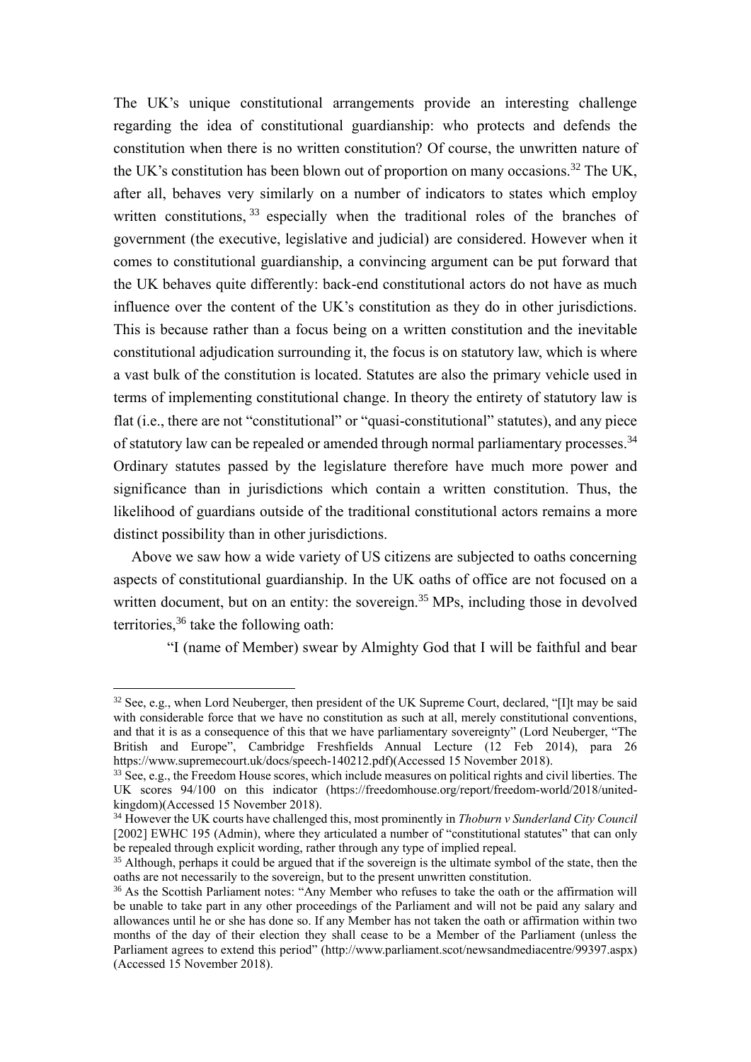The UK's unique constitutional arrangements provide an interesting challenge regarding the idea of constitutional guardianship: who protects and defends the constitution when there is no written constitution? Of course, the unwritten nature of the UK's constitution has been blown out of proportion on many occasions.[32] The UK, after all, behaves very similarly on a number of indicators to states which employ written constitutions,[33] especially when the traditional roles of the branches of government (the executive, legislative and judicial) are considered. However when it comes to constitutional guardianship, a convincing argument can be put forward that the UK behaves quite differently: back-end constitutional actors do not have as much influence over the content of the UK's constitution as they do in other jurisdictions. This is because rather than a focus being on a written constitution and the inevitable constitutional adjudication surrounding it, the focus is on statutory law, which is where a vast bulk of the constitution is located. Statutes are also the primary vehicle used in terms of implementing constitutional change. In theory the entirety of statutory law is flat (i.e., there are not "constitutional" or "quasi-constitutional" statutes), and any piece of statutory law can be repealed or amended through normal parliamentary processes.[34] Ordinary statutes passed by the legislature therefore have much more power and significance than in jurisdictions which contain a written constitution. Thus, the likelihood of guardians outside of the traditional constitutional actors remains a more distinct possibility than in other jurisdictions.

Above we saw how a wide variety of US citizens are subjected to oaths concerning aspects of constitutional guardianship. In the UK oaths of office are not focused on a written document, but on an entity: the sovereign.[35] MPs, including those in devolved territories,[36] take the following oath:

> "I (name of Member) swear by Almighty God that I will be faithful and bear

---

[32] See, e.g., when Lord Neuberger, then president of the UK Supreme Court, declared, "[I]t may be said with considerable force that we have no constitution as such at all, merely constitutional conventions, and that it is as a consequence of this that we have parliamentary sovereignty" (Lord Neuberger, "The British and Europe", Cambridge Freshfields Annual Lecture (12 Feb 2014), para 26 https://www.supremecourt.uk/docs/speech-140212.pdf)(Accessed 15 November 2018).

[33] See, e.g., the Freedom House scores, which include measures on political rights and civil liberties. The UK scores 94/100 on this indicator (https://freedomhouse.org/report/freedom-world/2018/united-kingdom)(Accessed 15 November 2018).

[34] However the UK courts have challenged this, most prominently in *Thoburn v Sunderland City Council* [2002] EWHC 195 (Admin), where they articulated a number of "constitutional statutes" that can only be repealed through explicit wording, rather through any type of implied repeal.

[35] Although, perhaps it could be argued that if the sovereign is the ultimate symbol of the state, then the oaths are not necessarily to the sovereign, but to the present unwritten constitution.

[36] As the Scottish Parliament notes: "Any Member who refuses to take the oath or the affirmation will be unable to take part in any other proceedings of the Parliament and will not be paid any salary and allowances until he or she has done so. If any Member has not taken the oath or affirmation within two months of the day of their election they shall cease to be a Member of the Parliament (unless the Parliament agrees to extend this period" (http://www.parliament.scot/newsandmediacentre/99397.aspx) (Accessed 15 November 2018).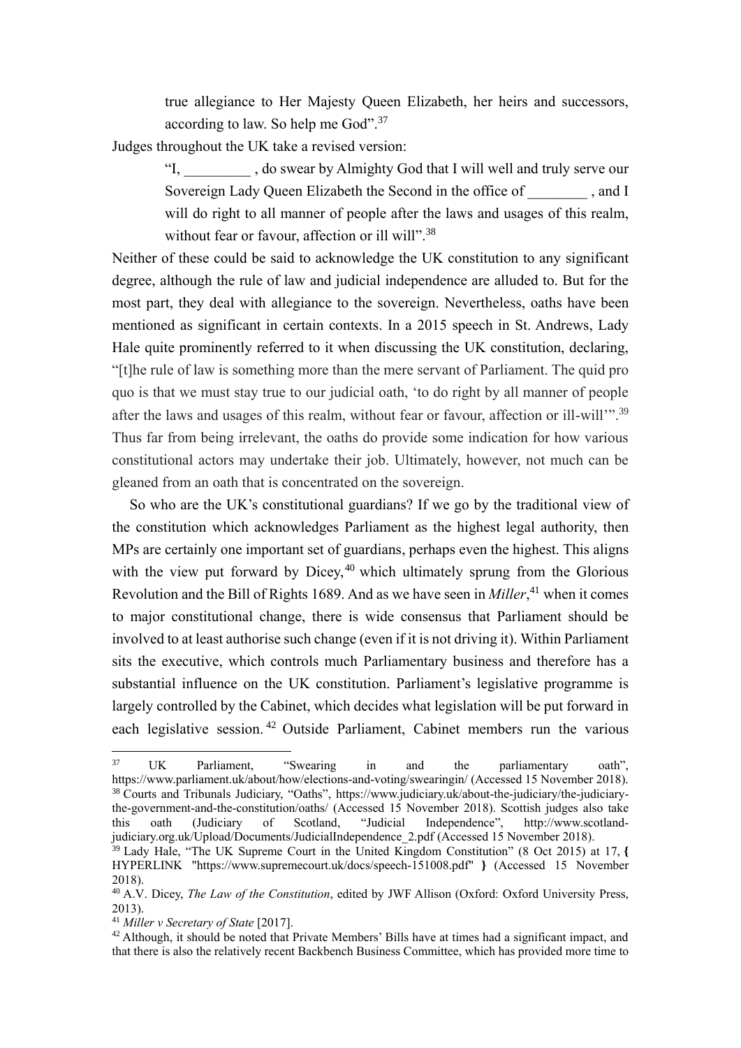> true allegiance to Her Majesty Queen Elizabeth, her heirs and successors, according to law. So help me God".[37]

Judges throughout the UK take a revised version:

> "I, _________ , do swear by Almighty God that I will well and truly serve our Sovereign Lady Queen Elizabeth the Second in the office of ________ , and I will do right to all manner of people after the laws and usages of this realm, without fear or favour, affection or ill will".[38]

Neither of these could be said to acknowledge the UK constitution to any significant degree, although the rule of law and judicial independence are alluded to. But for the most part, they deal with allegiance to the sovereign. Nevertheless, oaths have been mentioned as significant in certain contexts. In a 2015 speech in St. Andrews, Lady Hale quite prominently referred to it when discussing the UK constitution, declaring, "[t]he rule of law is something more than the mere servant of Parliament. The quid pro quo is that we must stay true to our judicial oath, 'to do right by all manner of people after the laws and usages of this realm, without fear or favour, affection or ill-will'".[39] Thus far from being irrelevant, the oaths do provide some indication for how various constitutional actors may undertake their job. Ultimately, however, not much can be gleaned from an oath that is concentrated on the sovereign.

So who are the UK's constitutional guardians? If we go by the traditional view of the constitution which acknowledges Parliament as the highest legal authority, then MPs are certainly one important set of guardians, perhaps even the highest. This aligns with the view put forward by Dicey,[40] which ultimately sprung from the Glorious Revolution and the Bill of Rights 1689. And as we have seen in *Miller*,[41] when it comes to major constitutional change, there is wide consensus that Parliament should be involved to at least authorise such change (even if it is not driving it). Within Parliament sits the executive, which controls much Parliamentary business and therefore has a substantial influence on the UK constitution. Parliament's legislative programme is largely controlled by the Cabinet, which decides what legislation will be put forward in each legislative session.[42] Outside Parliament, Cabinet members run the various

---

[37] UK Parliament, "Swearing in and the parliamentary oath", https://www.parliament.uk/about/how/elections-and-voting/swearingin/ (Accessed 15 November 2018).

[38] Courts and Tribunals Judiciary, "Oaths", https://www.judiciary.uk/about-the-judiciary/the-judiciary-the-government-and-the-constitution/oaths/ (Accessed 15 November 2018). Scottish judges also take this oath (Judiciary of Scotland, "Judicial Independence", http://www.scotland-judiciary.org.uk/Upload/Documents/JudicialIndependence_2.pdf (Accessed 15 November 2018).

[39] Lady Hale, "The UK Supreme Court in the United Kingdom Constitution" (8 Oct 2015) at 17, { HYPERLINK "https://www.supremecourt.uk/docs/speech-151008.pdf" } (Accessed 15 November 2018).

[40] A.V. Dicey, *The Law of the Constitution*, edited by JWF Allison (Oxford: Oxford University Press, 2013).

[41] *Miller v Secretary of State* [2017].

[42] Although, it should be noted that Private Members' Bills have at times had a significant impact, and that there is also the relatively recent Backbench Business Committee, which has provided more time to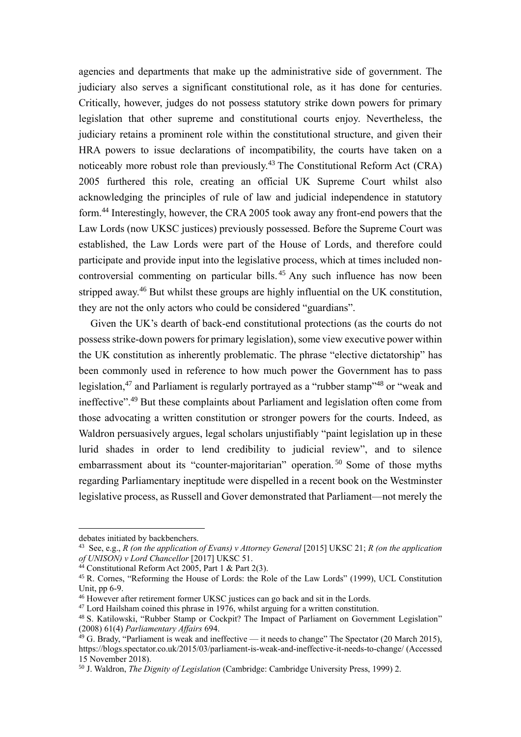agencies and departments that make up the administrative side of government. The judiciary also serves a significant constitutional role, as it has done for centuries. Critically, however, judges do not possess statutory strike down powers for primary legislation that other supreme and constitutional courts enjoy. Nevertheless, the judiciary retains a prominent role within the constitutional structure, and given their HRA powers to issue declarations of incompatibility, the courts have taken on a noticeably more robust role than previously.[43] The Constitutional Reform Act (CRA) 2005 furthered this role, creating an official UK Supreme Court whilst also acknowledging the principles of rule of law and judicial independence in statutory form.[44] Interestingly, however, the CRA 2005 took away any front-end powers that the Law Lords (now UKSC justices) previously possessed. Before the Supreme Court was established, the Law Lords were part of the House of Lords, and therefore could participate and provide input into the legislative process, which at times included non-controversial commenting on particular bills.[45] Any such influence has now been stripped away.[46] But whilst these groups are highly influential on the UK constitution, they are not the only actors who could be considered "guardians".

Given the UK's dearth of back-end constitutional protections (as the courts do not possess strike-down powers for primary legislation), some view executive power within the UK constitution as inherently problematic. The phrase "elective dictatorship" has been commonly used in reference to how much power the Government has to pass legislation,[47] and Parliament is regularly portrayed as a "rubber stamp"[48] or "weak and ineffective".[49] But these complaints about Parliament and legislation often come from those advocating a written constitution or stronger powers for the courts. Indeed, as Waldron persuasively argues, legal scholars unjustifiably "paint legislation up in these lurid shades in order to lend credibility to judicial review", and to silence embarrassment about its "counter-majoritarian" operation.[50] Some of those myths regarding Parliamentary ineptitude were dispelled in a recent book on the Westminster legislative process, as Russell and Gover demonstrated that Parliament—not merely the

---

debates initiated by backbenchers.

[43] See, e.g., *R (on the application of Evans) v Attorney General* [2015] UKSC 21; *R (on the application of UNISON) v Lord Chancellor* [2017] UKSC 51.

[44] Constitutional Reform Act 2005, Part 1 & Part 2(3).

[45] R. Cornes, "Reforming the House of Lords: the Role of the Law Lords" (1999), UCL Constitution Unit, pp 6-9.

[46] However after retirement former UKSC justices can go back and sit in the Lords.

[47] Lord Hailsham coined this phrase in 1976, whilst arguing for a written constitution.

[48] S. Katilowski, "Rubber Stamp or Cockpit? The Impact of Parliament on Government Legislation" (2008) 61(4) *Parliamentary Affairs* 694.

[49] G. Brady, "Parliament is weak and ineffective — it needs to change" The Spectator (20 March 2015), https://blogs.spectator.co.uk/2015/03/parliament-is-weak-and-ineffective-it-needs-to-change/ (Accessed 15 November 2018).

[50] J. Waldron, *The Dignity of Legislation* (Cambridge: Cambridge University Press, 1999) 2.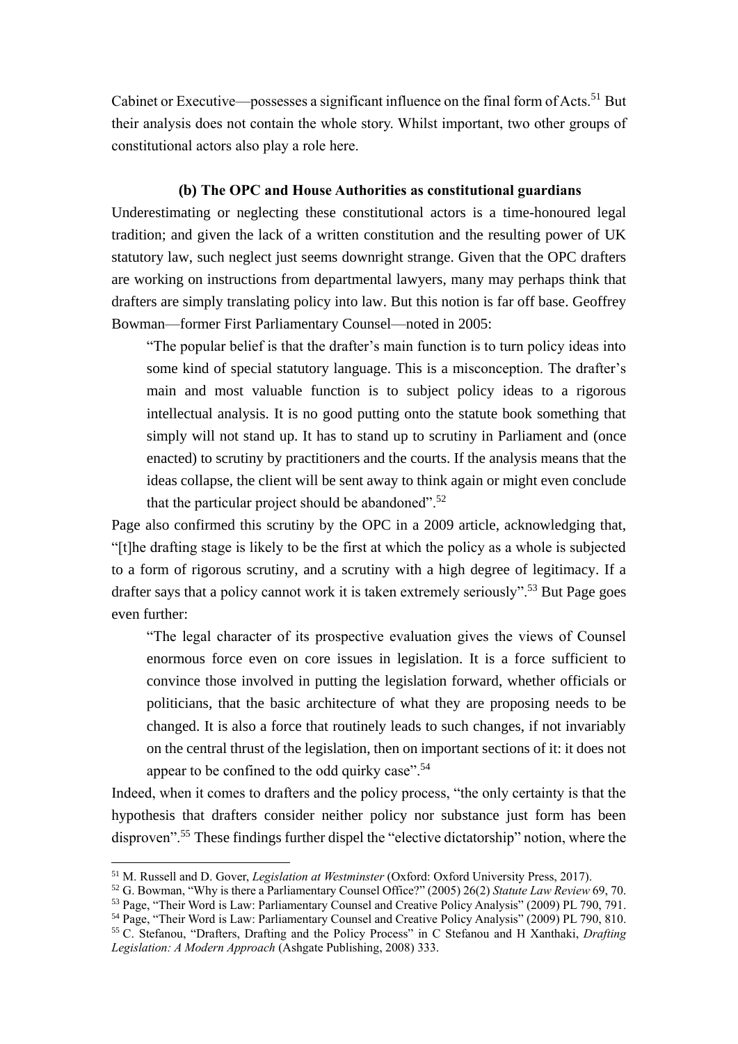Cabinet or Executive—possesses a significant influence on the final form of Acts.[51] But their analysis does not contain the whole story. Whilst important, two other groups of constitutional actors also play a role here.

### (b) The OPC and House Authorities as constitutional guardians

Underestimating or neglecting these constitutional actors is a time-honoured legal tradition; and given the lack of a written constitution and the resulting power of UK statutory law, such neglect just seems downright strange. Given that the OPC drafters are working on instructions from departmental lawyers, many may perhaps think that drafters are simply translating policy into law. But this notion is far off base. Geoffrey Bowman—former First Parliamentary Counsel—noted in 2005:

> "The popular belief is that the drafter's main function is to turn policy ideas into some kind of special statutory language. This is a misconception. The drafter's main and most valuable function is to subject policy ideas to a rigorous intellectual analysis. It is no good putting onto the statute book something that simply will not stand up. It has to stand up to scrutiny in Parliament and (once enacted) to scrutiny by practitioners and the courts. If the analysis means that the ideas collapse, the client will be sent away to think again or might even conclude that the particular project should be abandoned".[52]

Page also confirmed this scrutiny by the OPC in a 2009 article, acknowledging that, "[t]he drafting stage is likely to be the first at which the policy as a whole is subjected to a form of rigorous scrutiny, and a scrutiny with a high degree of legitimacy. If a drafter says that a policy cannot work it is taken extremely seriously".[53] But Page goes even further:

> "The legal character of its prospective evaluation gives the views of Counsel enormous force even on core issues in legislation. It is a force sufficient to convince those involved in putting the legislation forward, whether officials or politicians, that the basic architecture of what they are proposing needs to be changed. It is also a force that routinely leads to such changes, if not invariably on the central thrust of the legislation, then on important sections of it: it does not appear to be confined to the odd quirky case".[54]

Indeed, when it comes to drafters and the policy process, "the only certainty is that the hypothesis that drafters consider neither policy nor substance just form has been disproven".[55] These findings further dispel the "elective dictatorship" notion, where the

---

[51] M. Russell and D. Gover, *Legislation at Westminster* (Oxford: Oxford University Press, 2017).

[52] G. Bowman, "Why is there a Parliamentary Counsel Office?" (2005) 26(2) *Statute Law Review* 69, 70.

[53] Page, "Their Word is Law: Parliamentary Counsel and Creative Policy Analysis" (2009) PL 790, 791.

[54] Page, "Their Word is Law: Parliamentary Counsel and Creative Policy Analysis" (2009) PL 790, 810.

[55] C. Stefanou, "Drafters, Drafting and the Policy Process" in C Stefanou and H Xanthaki, *Drafting Legislation: A Modern Approach* (Ashgate Publishing, 2008) 333.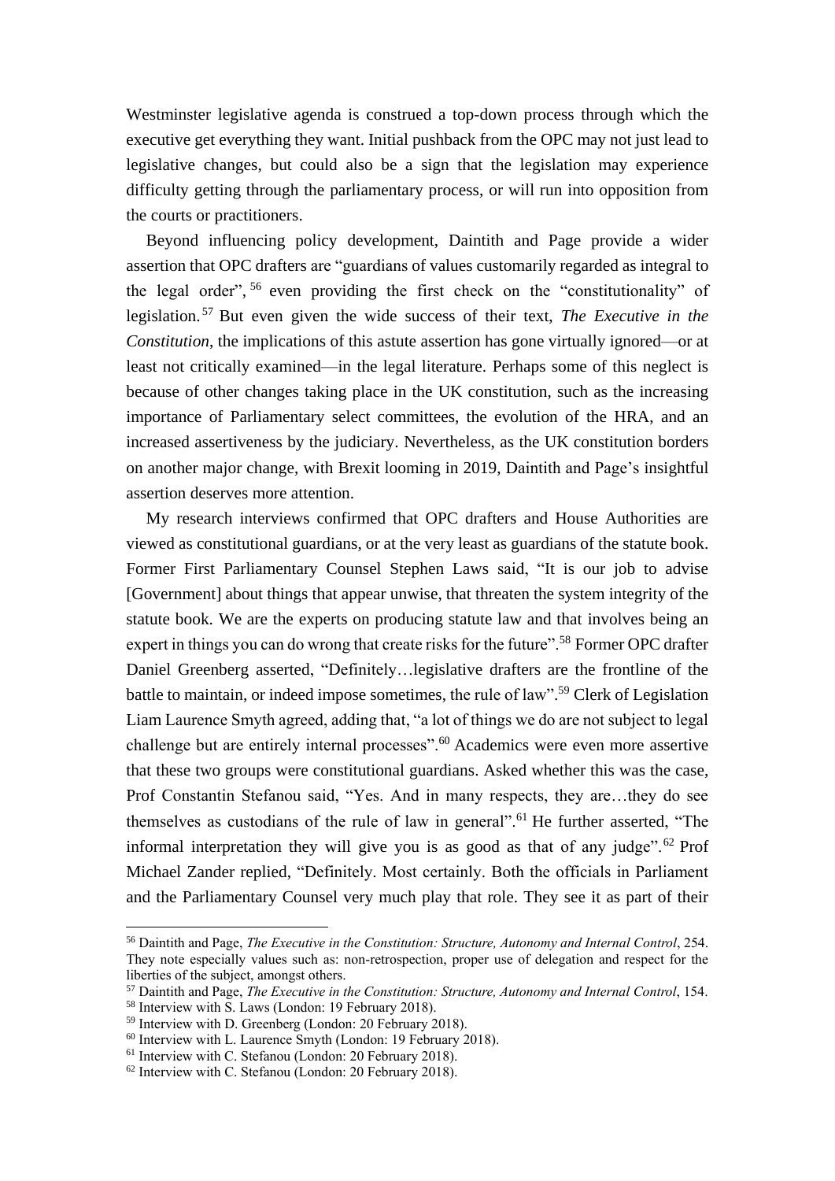Westminster legislative agenda is construed a top-down process through which the executive get everything they want. Initial pushback from the OPC may not just lead to legislative changes, but could also be a sign that the legislation may experience difficulty getting through the parliamentary process, or will run into opposition from the courts or practitioners.

Beyond influencing policy development, Daintith and Page provide a wider assertion that OPC drafters are "guardians of values customarily regarded as integral to the legal order",[56] even providing the first check on the "constitutionality" of legislation.[57] But even given the wide success of their text, *The Executive in the Constitution*, the implications of this astute assertion has gone virtually ignored—or at least not critically examined—in the legal literature. Perhaps some of this neglect is because of other changes taking place in the UK constitution, such as the increasing importance of Parliamentary select committees, the evolution of the HRA, and an increased assertiveness by the judiciary. Nevertheless, as the UK constitution borders on another major change, with Brexit looming in 2019, Daintith and Page's insightful assertion deserves more attention.

My research interviews confirmed that OPC drafters and House Authorities are viewed as constitutional guardians, or at the very least as guardians of the statute book. Former First Parliamentary Counsel Stephen Laws said, "It is our job to advise [Government] about things that appear unwise, that threaten the system integrity of the statute book. We are the experts on producing statute law and that involves being an expert in things you can do wrong that create risks for the future".[58] Former OPC drafter Daniel Greenberg asserted, "Definitely…legislative drafters are the frontline of the battle to maintain, or indeed impose sometimes, the rule of law".[59] Clerk of Legislation Liam Laurence Smyth agreed, adding that, "a lot of things we do are not subject to legal challenge but are entirely internal processes".[60] Academics were even more assertive that these two groups were constitutional guardians. Asked whether this was the case, Prof Constantin Stefanou said, "Yes. And in many respects, they are…they do see themselves as custodians of the rule of law in general".[61] He further asserted, "The informal interpretation they will give you is as good as that of any judge".[62] Prof Michael Zander replied, "Definitely. Most certainly. Both the officials in Parliament and the Parliamentary Counsel very much play that role. They see it as part of their

[56] Daintith and Page, *The Executive in the Constitution: Structure, Autonomy and Internal Control*, 254. They note especially values such as: non-retrospection, proper use of delegation and respect for the liberties of the subject, amongst others.
[57] Daintith and Page, *The Executive in the Constitution: Structure, Autonomy and Internal Control*, 154.
[58] Interview with S. Laws (London: 19 February 2018).
[59] Interview with D. Greenberg (London: 20 February 2018).
[60] Interview with L. Laurence Smyth (London: 19 February 2018).
[61] Interview with C. Stefanou (London: 20 February 2018).
[62] Interview with C. Stefanou (London: 20 February 2018).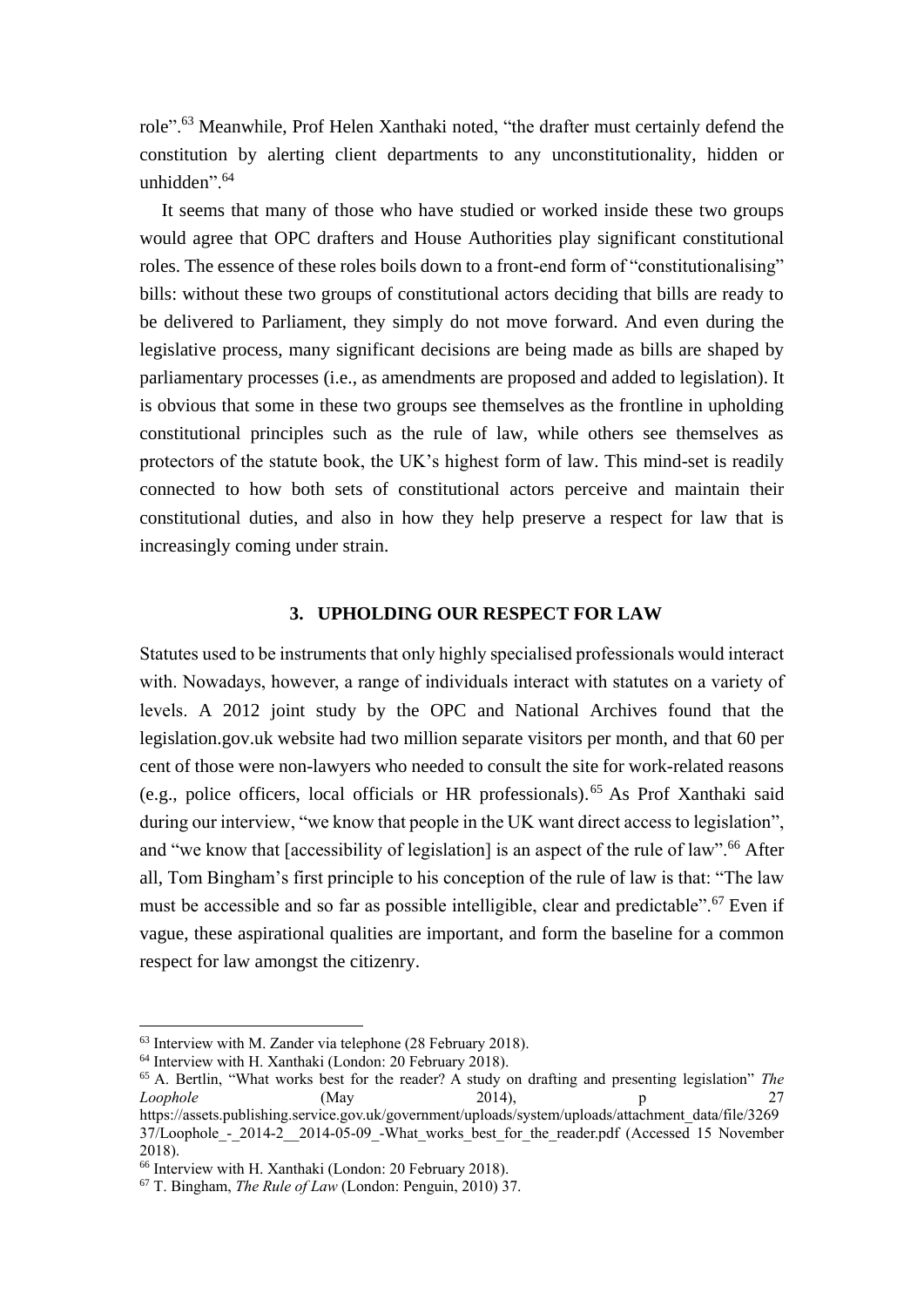role".[63] Meanwhile, Prof Helen Xanthaki noted, "the drafter must certainly defend the constitution by alerting client departments to any unconstitutionality, hidden or unhidden".[64]

It seems that many of those who have studied or worked inside these two groups would agree that OPC drafters and House Authorities play significant constitutional roles. The essence of these roles boils down to a front-end form of "constitutionalising" bills: without these two groups of constitutional actors deciding that bills are ready to be delivered to Parliament, they simply do not move forward. And even during the legislative process, many significant decisions are being made as bills are shaped by parliamentary processes (i.e., as amendments are proposed and added to legislation). It is obvious that some in these two groups see themselves as the frontline in upholding constitutional principles such as the rule of law, while others see themselves as protectors of the statute book, the UK's highest form of law. This mind-set is readily connected to how both sets of constitutional actors perceive and maintain their constitutional duties, and also in how they help preserve a respect for law that is increasingly coming under strain.

## 3. UPHOLDING OUR RESPECT FOR LAW

Statutes used to be instruments that only highly specialised professionals would interact with. Nowadays, however, a range of individuals interact with statutes on a variety of levels. A 2012 joint study by the OPC and National Archives found that the legislation.gov.uk website had two million separate visitors per month, and that 60 per cent of those were non-lawyers who needed to consult the site for work-related reasons (e.g., police officers, local officials or HR professionals).[65] As Prof Xanthaki said during our interview, "we know that people in the UK want direct access to legislation", and "we know that [accessibility of legislation] is an aspect of the rule of law".[66] After all, Tom Bingham's first principle to his conception of the rule of law is that: "The law must be accessible and so far as possible intelligible, clear and predictable".[67] Even if vague, these aspirational qualities are important, and form the baseline for a common respect for law amongst the citizenry.

---

[63] Interview with M. Zander via telephone (28 February 2018).

[64] Interview with H. Xanthaki (London: 20 February 2018).

[65] A. Bertlin, "What works best for the reader? A study on drafting and presenting legislation" *The Loophole* (May 2014), p 27 https://assets.publishing.service.gov.uk/government/uploads/system/uploads/attachment_data/file/326937/Loophole_-_2014-2__2014-05-09_-What_works_best_for_the_reader.pdf (Accessed 15 November 2018).

[66] Interview with H. Xanthaki (London: 20 February 2018).

[67] T. Bingham, *The Rule of Law* (London: Penguin, 2010) 37.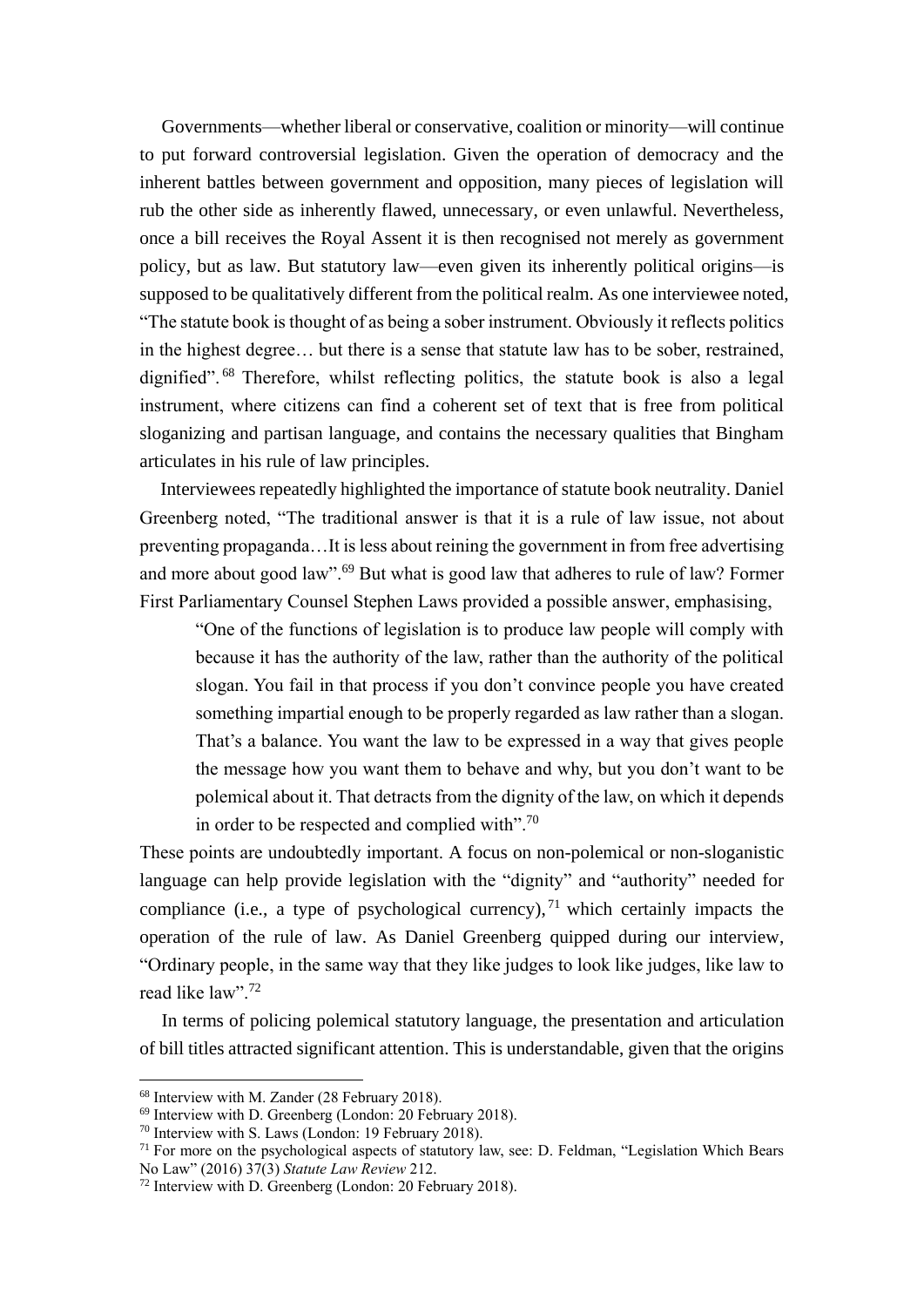Governments—whether liberal or conservative, coalition or minority—will continue to put forward controversial legislation. Given the operation of democracy and the inherent battles between government and opposition, many pieces of legislation will rub the other side as inherently flawed, unnecessary, or even unlawful. Nevertheless, once a bill receives the Royal Assent it is then recognised not merely as government policy, but as law. But statutory law—even given its inherently political origins—is supposed to be qualitatively different from the political realm. As one interviewee noted, "The statute book is thought of as being a sober instrument. Obviously it reflects politics in the highest degree… but there is a sense that statute law has to be sober, restrained, dignified".[68] Therefore, whilst reflecting politics, the statute book is also a legal instrument, where citizens can find a coherent set of text that is free from political sloganizing and partisan language, and contains the necessary qualities that Bingham articulates in his rule of law principles.

Interviewees repeatedly highlighted the importance of statute book neutrality. Daniel Greenberg noted, "The traditional answer is that it is a rule of law issue, not about preventing propaganda…It is less about reining the government in from free advertising and more about good law".[69] But what is good law that adheres to rule of law? Former First Parliamentary Counsel Stephen Laws provided a possible answer, emphasising,

> "One of the functions of legislation is to produce law people will comply with because it has the authority of the law, rather than the authority of the political slogan. You fail in that process if you don't convince people you have created something impartial enough to be properly regarded as law rather than a slogan. That's a balance. You want the law to be expressed in a way that gives people the message how you want them to behave and why, but you don't want to be polemical about it. That detracts from the dignity of the law, on which it depends in order to be respected and complied with".[70]

These points are undoubtedly important. A focus on non-polemical or non-sloganistic language can help provide legislation with the "dignity" and "authority" needed for compliance (i.e., a type of psychological currency),[71] which certainly impacts the operation of the rule of law. As Daniel Greenberg quipped during our interview, "Ordinary people, in the same way that they like judges to look like judges, like law to read like law".[72]

In terms of policing polemical statutory language, the presentation and articulation of bill titles attracted significant attention. This is understandable, given that the origins

---

[68] Interview with M. Zander (28 February 2018).

[69] Interview with D. Greenberg (London: 20 February 2018).

[70] Interview with S. Laws (London: 19 February 2018).

[71] For more on the psychological aspects of statutory law, see: D. Feldman, "Legislation Which Bears No Law" (2016) 37(3) *Statute Law Review* 212.

[72] Interview with D. Greenberg (London: 20 February 2018).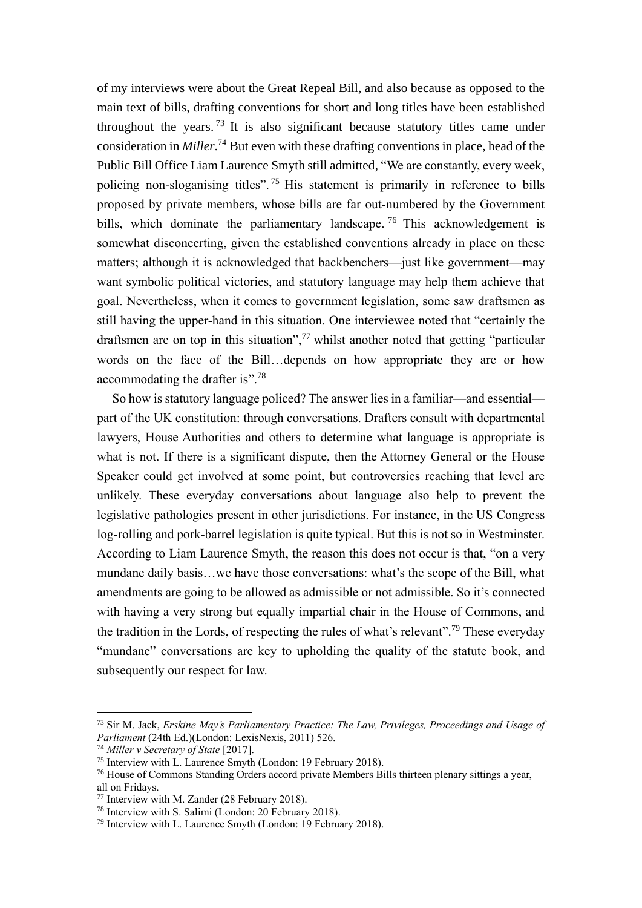of my interviews were about the Great Repeal Bill, and also because as opposed to the main text of bills, drafting conventions for short and long titles have been established throughout the years.[73] It is also significant because statutory titles came under consideration in *Miller*.[74] But even with these drafting conventions in place, head of the Public Bill Office Liam Laurence Smyth still admitted, "We are constantly, every week, policing non-sloganising titles".[75] His statement is primarily in reference to bills proposed by private members, whose bills are far out-numbered by the Government bills, which dominate the parliamentary landscape.[76] This acknowledgement is somewhat disconcerting, given the established conventions already in place on these matters; although it is acknowledged that backbenchers—just like government—may want symbolic political victories, and statutory language may help them achieve that goal. Nevertheless, when it comes to government legislation, some saw draftsmen as still having the upper-hand in this situation. One interviewee noted that "certainly the draftsmen are on top in this situation",[77] whilst another noted that getting "particular words on the face of the Bill…depends on how appropriate they are or how accommodating the drafter is".[78]

So how is statutory language policed? The answer lies in a familiar—and essential—part of the UK constitution: through conversations. Drafters consult with departmental lawyers, House Authorities and others to determine what language is appropriate is what is not. If there is a significant dispute, then the Attorney General or the House Speaker could get involved at some point, but controversies reaching that level are unlikely. These everyday conversations about language also help to prevent the legislative pathologies present in other jurisdictions. For instance, in the US Congress log-rolling and pork-barrel legislation is quite typical. But this is not so in Westminster. According to Liam Laurence Smyth, the reason this does not occur is that, "on a very mundane daily basis…we have those conversations: what's the scope of the Bill, what amendments are going to be allowed as admissible or not admissible. So it's connected with having a very strong but equally impartial chair in the House of Commons, and the tradition in the Lords, of respecting the rules of what's relevant".[79] These everyday "mundane" conversations are key to upholding the quality of the statute book, and subsequently our respect for law.

---

[73] Sir M. Jack, *Erskine May's Parliamentary Practice: The Law, Privileges, Proceedings and Usage of Parliament* (24th Ed.)(London: LexisNexis, 2011) 526.

[74] *Miller v Secretary of State* [2017].

[75] Interview with L. Laurence Smyth (London: 19 February 2018).

[76] House of Commons Standing Orders accord private Members Bills thirteen plenary sittings a year, all on Fridays.

[77] Interview with M. Zander (28 February 2018).

[78] Interview with S. Salimi (London: 20 February 2018).

[79] Interview with L. Laurence Smyth (London: 19 February 2018).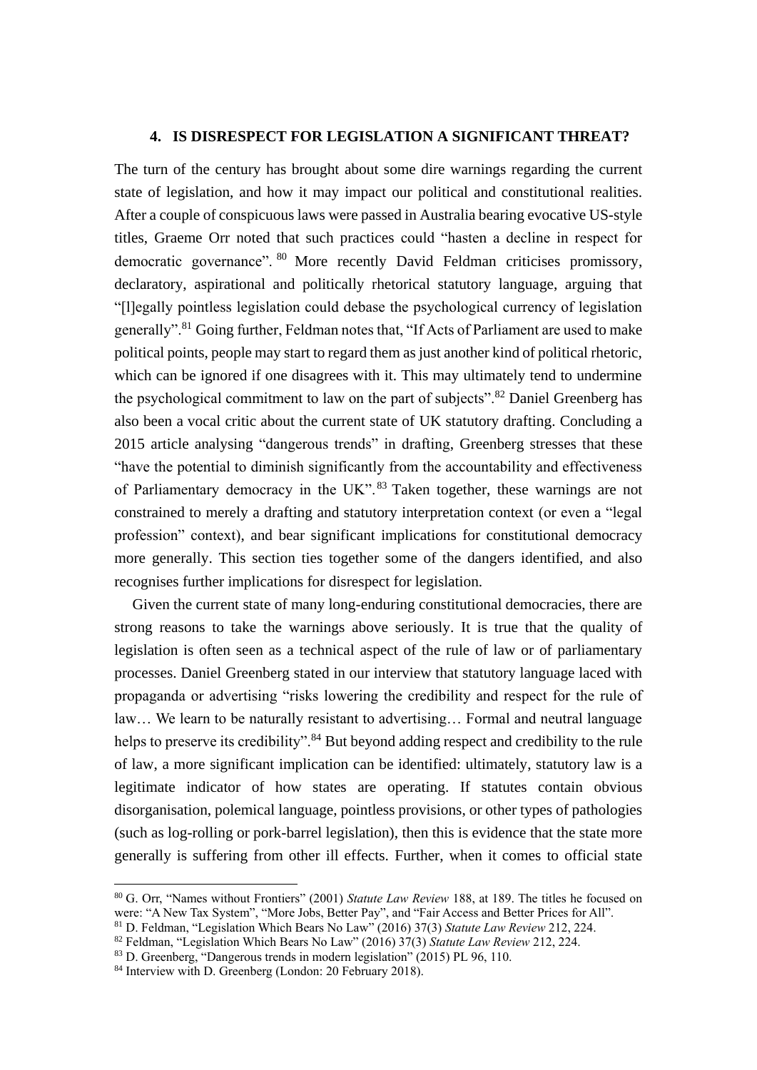## 4. IS DISRESPECT FOR LEGISLATION A SIGNIFICANT THREAT?

The turn of the century has brought about some dire warnings regarding the current state of legislation, and how it may impact our political and constitutional realities. After a couple of conspicuous laws were passed in Australia bearing evocative US-style titles, Graeme Orr noted that such practices could "hasten a decline in respect for democratic governance".[80] More recently David Feldman criticises promissory, declaratory, aspirational and politically rhetorical statutory language, arguing that "[l]egally pointless legislation could debase the psychological currency of legislation generally".[81] Going further, Feldman notes that, "If Acts of Parliament are used to make political points, people may start to regard them as just another kind of political rhetoric, which can be ignored if one disagrees with it. This may ultimately tend to undermine the psychological commitment to law on the part of subjects".[82] Daniel Greenberg has also been a vocal critic about the current state of UK statutory drafting. Concluding a 2015 article analysing "dangerous trends" in drafting, Greenberg stresses that these "have the potential to diminish significantly from the accountability and effectiveness of Parliamentary democracy in the UK".[83] Taken together, these warnings are not constrained to merely a drafting and statutory interpretation context (or even a "legal profession" context), and bear significant implications for constitutional democracy more generally. This section ties together some of the dangers identified, and also recognises further implications for disrespect for legislation.

Given the current state of many long-enduring constitutional democracies, there are strong reasons to take the warnings above seriously. It is true that the quality of legislation is often seen as a technical aspect of the rule of law or of parliamentary processes. Daniel Greenberg stated in our interview that statutory language laced with propaganda or advertising "risks lowering the credibility and respect for the rule of law… We learn to be naturally resistant to advertising… Formal and neutral language helps to preserve its credibility".[84] But beyond adding respect and credibility to the rule of law, a more significant implication can be identified: ultimately, statutory law is a legitimate indicator of how states are operating. If statutes contain obvious disorganisation, polemical language, pointless provisions, or other types of pathologies (such as log-rolling or pork-barrel legislation), then this is evidence that the state more generally is suffering from other ill effects. Further, when it comes to official state

[80] G. Orr, "Names without Frontiers" (2001) *Statute Law Review* 188, at 189. The titles he focused on were: "A New Tax System", "More Jobs, Better Pay", and "Fair Access and Better Prices for All".

[81] D. Feldman, "Legislation Which Bears No Law" (2016) 37(3) *Statute Law Review* 212, 224.

[82] Feldman, "Legislation Which Bears No Law" (2016) 37(3) *Statute Law Review* 212, 224.

[83] D. Greenberg, "Dangerous trends in modern legislation" (2015) PL 96, 110.

[84] Interview with D. Greenberg (London: 20 February 2018).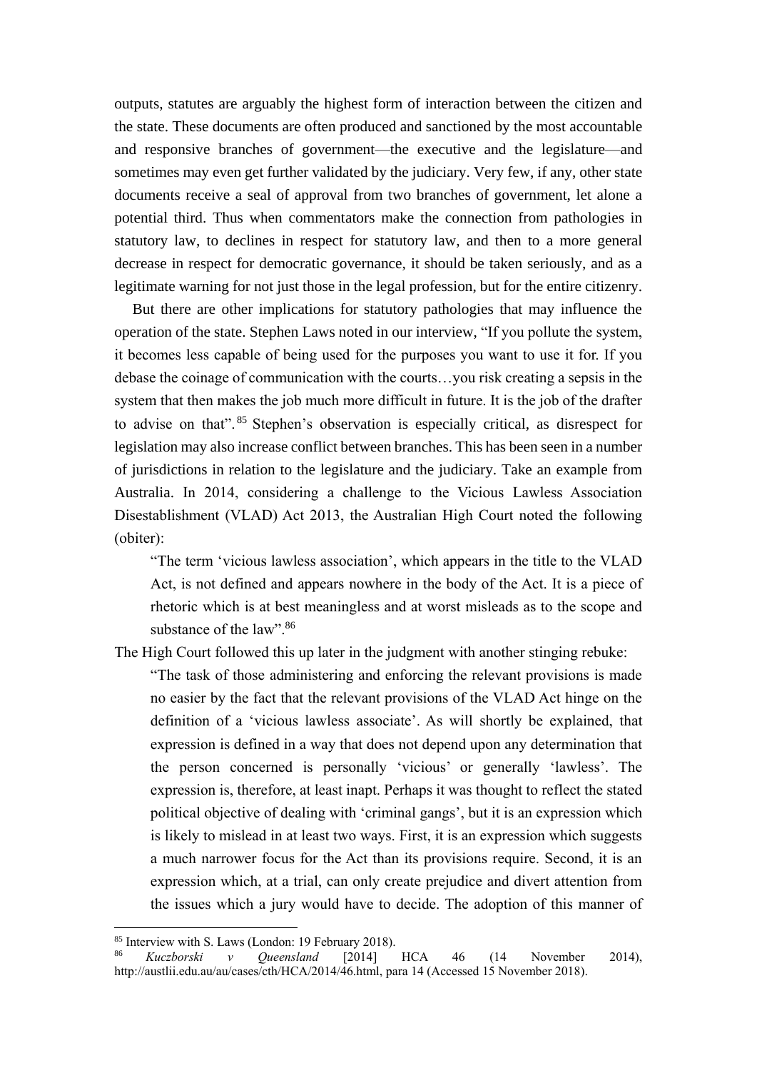outputs, statutes are arguably the highest form of interaction between the citizen and the state. These documents are often produced and sanctioned by the most accountable and responsive branches of government—the executive and the legislature—and sometimes may even get further validated by the judiciary. Very few, if any, other state documents receive a seal of approval from two branches of government, let alone a potential third. Thus when commentators make the connection from pathologies in statutory law, to declines in respect for statutory law, and then to a more general decrease in respect for democratic governance, it should be taken seriously, and as a legitimate warning for not just those in the legal profession, but for the entire citizenry.

But there are other implications for statutory pathologies that may influence the operation of the state. Stephen Laws noted in our interview, "If you pollute the system, it becomes less capable of being used for the purposes you want to use it for. If you debase the coinage of communication with the courts…you risk creating a sepsis in the system that then makes the job much more difficult in future. It is the job of the drafter to advise on that".[85] Stephen's observation is especially critical, as disrespect for legislation may also increase conflict between branches. This has been seen in a number of jurisdictions in relation to the legislature and the judiciary. Take an example from Australia. In 2014, considering a challenge to the Vicious Lawless Association Disestablishment (VLAD) Act 2013, the Australian High Court noted the following (obiter):

> "The term 'vicious lawless association', which appears in the title to the VLAD Act, is not defined and appears nowhere in the body of the Act. It is a piece of rhetoric which is at best meaningless and at worst misleads as to the scope and substance of the law".[86]

The High Court followed this up later in the judgment with another stinging rebuke:

> "The task of those administering and enforcing the relevant provisions is made no easier by the fact that the relevant provisions of the VLAD Act hinge on the definition of a 'vicious lawless associate'. As will shortly be explained, that expression is defined in a way that does not depend upon any determination that the person concerned is personally 'vicious' or generally 'lawless'. The expression is, therefore, at least inapt. Perhaps it was thought to reflect the stated political objective of dealing with 'criminal gangs', but it is an expression which is likely to mislead in at least two ways. First, it is an expression which suggests a much narrower focus for the Act than its provisions require. Second, it is an expression which, at a trial, can only create prejudice and divert attention from the issues which a jury would have to decide. The adoption of this manner of

---

[85] Interview with S. Laws (London: 19 February 2018).

[86] *Kuczborski v Queensland* [2014] HCA 46 (14 November 2014), http://austlii.edu.au/au/cases/cth/HCA/2014/46.html, para 14 (Accessed 15 November 2018).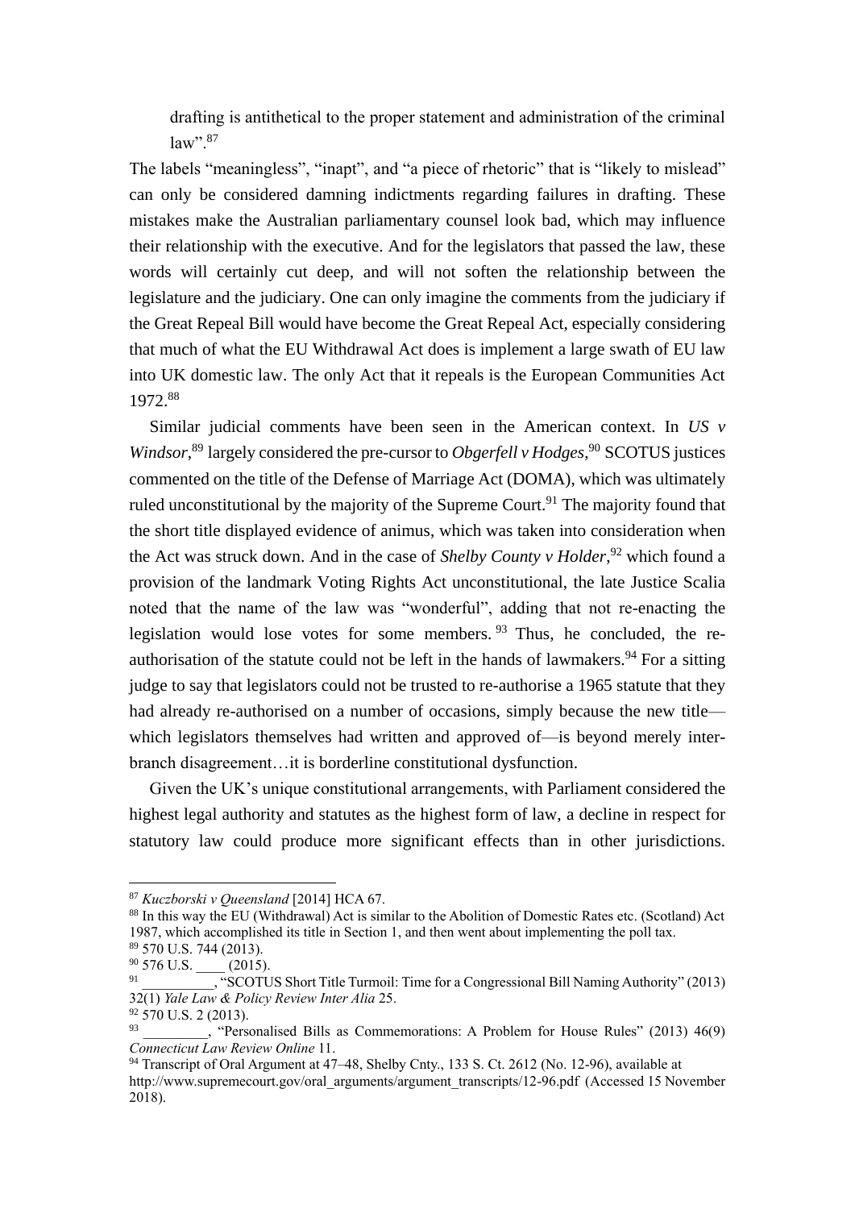drafting is antithetical to the proper statement and administration of the criminal law".[87]

The labels "meaningless", "inapt", and "a piece of rhetoric" that is "likely to mislead" can only be considered damning indictments regarding failures in drafting. These mistakes make the Australian parliamentary counsel look bad, which may influence their relationship with the executive. And for the legislators that passed the law, these words will certainly cut deep, and will not soften the relationship between the legislature and the judiciary. One can only imagine the comments from the judiciary if the Great Repeal Bill would have become the Great Repeal Act, especially considering that much of what the EU Withdrawal Act does is implement a large swath of EU law into UK domestic law. The only Act that it repeals is the European Communities Act 1972.[88]

Similar judicial comments have been seen in the American context. In *US v Windsor*,[89] largely considered the pre-cursor to *Obgerfell v Hodges*,[90] SCOTUS justices commented on the title of the Defense of Marriage Act (DOMA), which was ultimately ruled unconstitutional by the majority of the Supreme Court.[91] The majority found that the short title displayed evidence of animus, which was taken into consideration when the Act was struck down. And in the case of *Shelby County v Holder*,[92] which found a provision of the landmark Voting Rights Act unconstitutional, the late Justice Scalia noted that the name of the law was "wonderful", adding that not re-enacting the legislation would lose votes for some members.[93] Thus, he concluded, the re-authorisation of the statute could not be left in the hands of lawmakers.[94] For a sitting judge to say that legislators could not be trusted to re-authorise a 1965 statute that they had already re-authorised on a number of occasions, simply because the new title—which legislators themselves had written and approved of—is beyond merely inter-branch disagreement…it is borderline constitutional dysfunction.

Given the UK's unique constitutional arrangements, with Parliament considered the highest legal authority and statutes as the highest form of law, a decline in respect for statutory law could produce more significant effects than in other jurisdictions.

---

[87] *Kuczborski v Queensland* [2014] HCA 67.

[88] In this way the EU (Withdrawal) Act is similar to the Abolition of Domestic Rates etc. (Scotland) Act 1987, which accomplished its title in Section 1, and then went about implementing the poll tax.

[89] 570 U.S. 744 (2013).

[90] 576 U.S. ____ (2015).

[91] __________, "SCOTUS Short Title Turmoil: Time for a Congressional Bill Naming Authority" (2013) 32(1) *Yale Law & Policy Review Inter Alia* 25.

[92] 570 U.S. 2 (2013).

[93] _________, "Personalised Bills as Commemorations: A Problem for House Rules" (2013) 46(9) *Connecticut Law Review Online* 11.

[94] Transcript of Oral Argument at 47–48, Shelby Cnty., 133 S. Ct. 2612 (No. 12-96), available at http://www.supremecourt.gov/oral_arguments/argument_transcripts/12-96.pdf (Accessed 15 November 2018).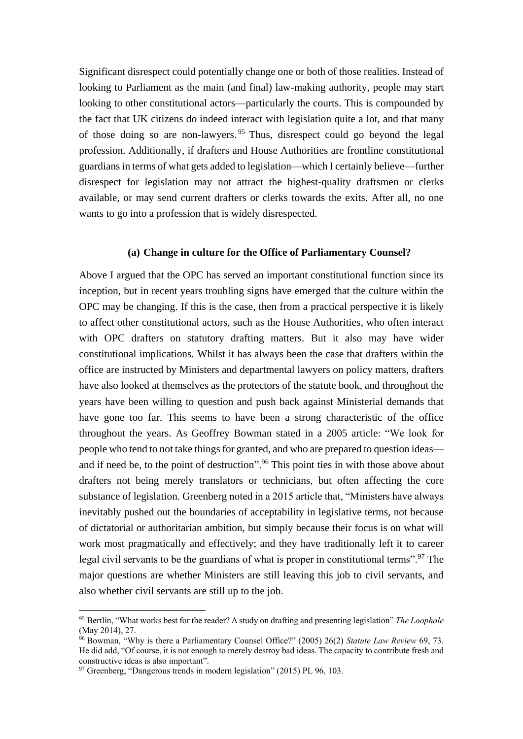Significant disrespect could potentially change one or both of those realities. Instead of looking to Parliament as the main (and final) law-making authority, people may start looking to other constitutional actors—particularly the courts. This is compounded by the fact that UK citizens do indeed interact with legislation quite a lot, and that many of those doing so are non-lawyers.[95] Thus, disrespect could go beyond the legal profession. Additionally, if drafters and House Authorities are frontline constitutional guardians in terms of what gets added to legislation—which I certainly believe—further disrespect for legislation may not attract the highest-quality draftsmen or clerks available, or may send current drafters or clerks towards the exits. After all, no one wants to go into a profession that is widely disrespected.

### (a) Change in culture for the Office of Parliamentary Counsel?

Above I argued that the OPC has served an important constitutional function since its inception, but in recent years troubling signs have emerged that the culture within the OPC may be changing. If this is the case, then from a practical perspective it is likely to affect other constitutional actors, such as the House Authorities, who often interact with OPC drafters on statutory drafting matters. But it also may have wider constitutional implications. Whilst it has always been the case that drafters within the office are instructed by Ministers and departmental lawyers on policy matters, drafters have also looked at themselves as the protectors of the statute book, and throughout the years have been willing to question and push back against Ministerial demands that have gone too far. This seems to have been a strong characteristic of the office throughout the years. As Geoffrey Bowman stated in a 2005 article: "We look for people who tend to not take things for granted, and who are prepared to question ideas—and if need be, to the point of destruction".[96] This point ties in with those above about drafters not being merely translators or technicians, but often affecting the core substance of legislation. Greenberg noted in a 2015 article that, "Ministers have always inevitably pushed out the boundaries of acceptability in legislative terms, not because of dictatorial or authoritarian ambition, but simply because their focus is on what will work most pragmatically and effectively; and they have traditionally left it to career legal civil servants to be the guardians of what is proper in constitutional terms".[97] The major questions are whether Ministers are still leaving this job to civil servants, and also whether civil servants are still up to the job.

---

[95] Bertlin, "What works best for the reader? A study on drafting and presenting legislation" *The Loophole* (May 2014), 27.

[96] Bowman, "Why is there a Parliamentary Counsel Office?" (2005) 26(2) *Statute Law Review* 69, 73. He did add, "Of course, it is not enough to merely destroy bad ideas. The capacity to contribute fresh and constructive ideas is also important".

[97] Greenberg, "Dangerous trends in modern legislation" (2015) PL 96, 103.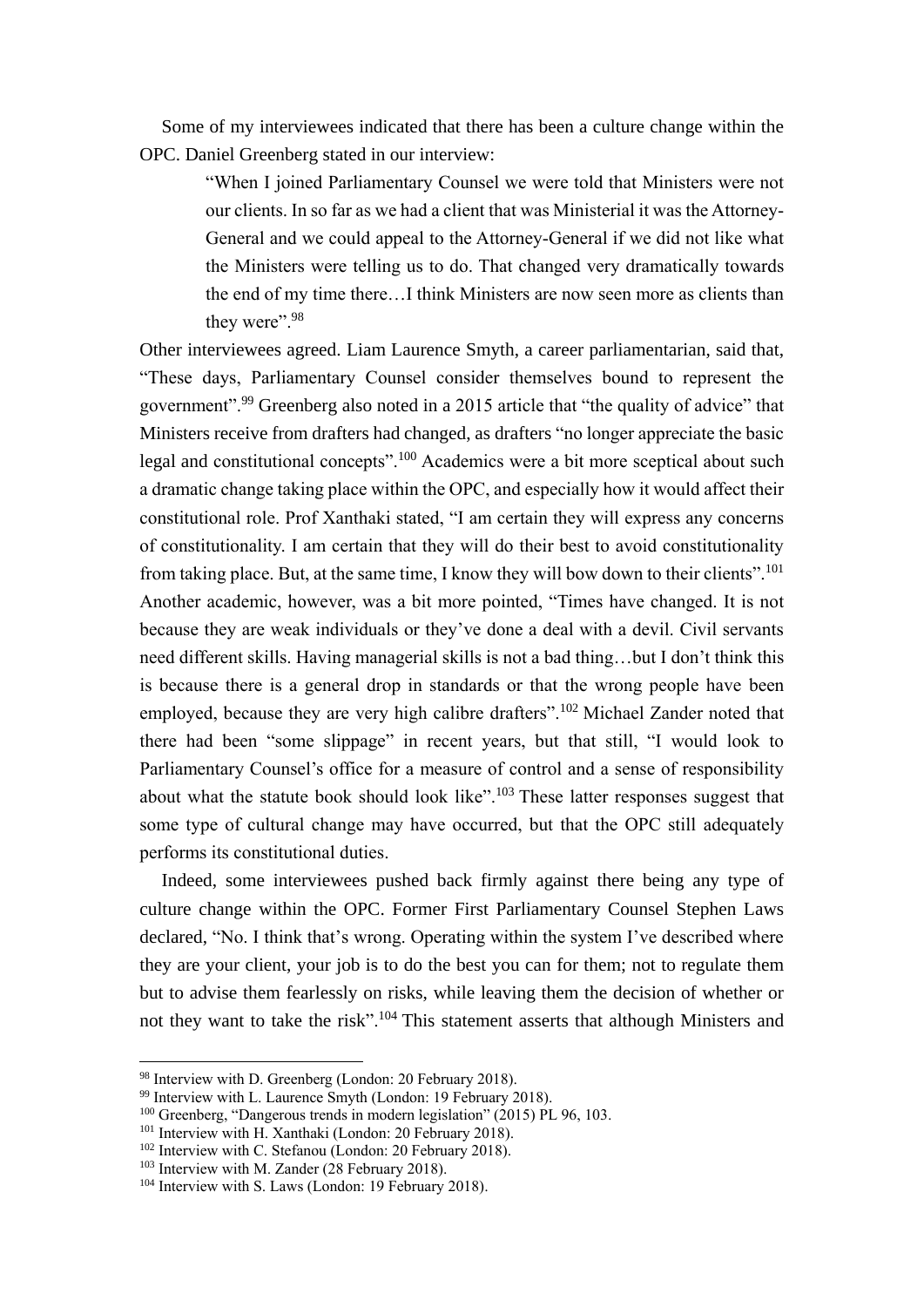Some of my interviewees indicated that there has been a culture change within the OPC. Daniel Greenberg stated in our interview:

> "When I joined Parliamentary Counsel we were told that Ministers were not our clients. In so far as we had a client that was Ministerial it was the Attorney-General and we could appeal to the Attorney-General if we did not like what the Ministers were telling us to do. That changed very dramatically towards the end of my time there…I think Ministers are now seen more as clients than they were".[98]

Other interviewees agreed. Liam Laurence Smyth, a career parliamentarian, said that, "These days, Parliamentary Counsel consider themselves bound to represent the government".[99] Greenberg also noted in a 2015 article that "the quality of advice" that Ministers receive from drafters had changed, as drafters "no longer appreciate the basic legal and constitutional concepts".[100] Academics were a bit more sceptical about such a dramatic change taking place within the OPC, and especially how it would affect their constitutional role. Prof Xanthaki stated, "I am certain they will express any concerns of constitutionality. I am certain that they will do their best to avoid constitutionality from taking place. But, at the same time, I know they will bow down to their clients".[101] Another academic, however, was a bit more pointed, "Times have changed. It is not because they are weak individuals or they've done a deal with a devil. Civil servants need different skills. Having managerial skills is not a bad thing…but I don't think this is because there is a general drop in standards or that the wrong people have been employed, because they are very high calibre drafters".[102] Michael Zander noted that there had been "some slippage" in recent years, but that still, "I would look to Parliamentary Counsel's office for a measure of control and a sense of responsibility about what the statute book should look like".[103] These latter responses suggest that some type of cultural change may have occurred, but that the OPC still adequately performs its constitutional duties.

Indeed, some interviewees pushed back firmly against there being any type of culture change within the OPC. Former First Parliamentary Counsel Stephen Laws declared, "No. I think that's wrong. Operating within the system I've described where they are your client, your job is to do the best you can for them; not to regulate them but to advise them fearlessly on risks, while leaving them the decision of whether or not they want to take the risk".[104] This statement asserts that although Ministers and

---

[98] Interview with D. Greenberg (London: 20 February 2018).

[99] Interview with L. Laurence Smyth (London: 19 February 2018).

[100] Greenberg, "Dangerous trends in modern legislation" (2015) PL 96, 103.

[101] Interview with H. Xanthaki (London: 20 February 2018).

[102] Interview with C. Stefanou (London: 20 February 2018).

[103] Interview with M. Zander (28 February 2018).

[104] Interview with S. Laws (London: 19 February 2018).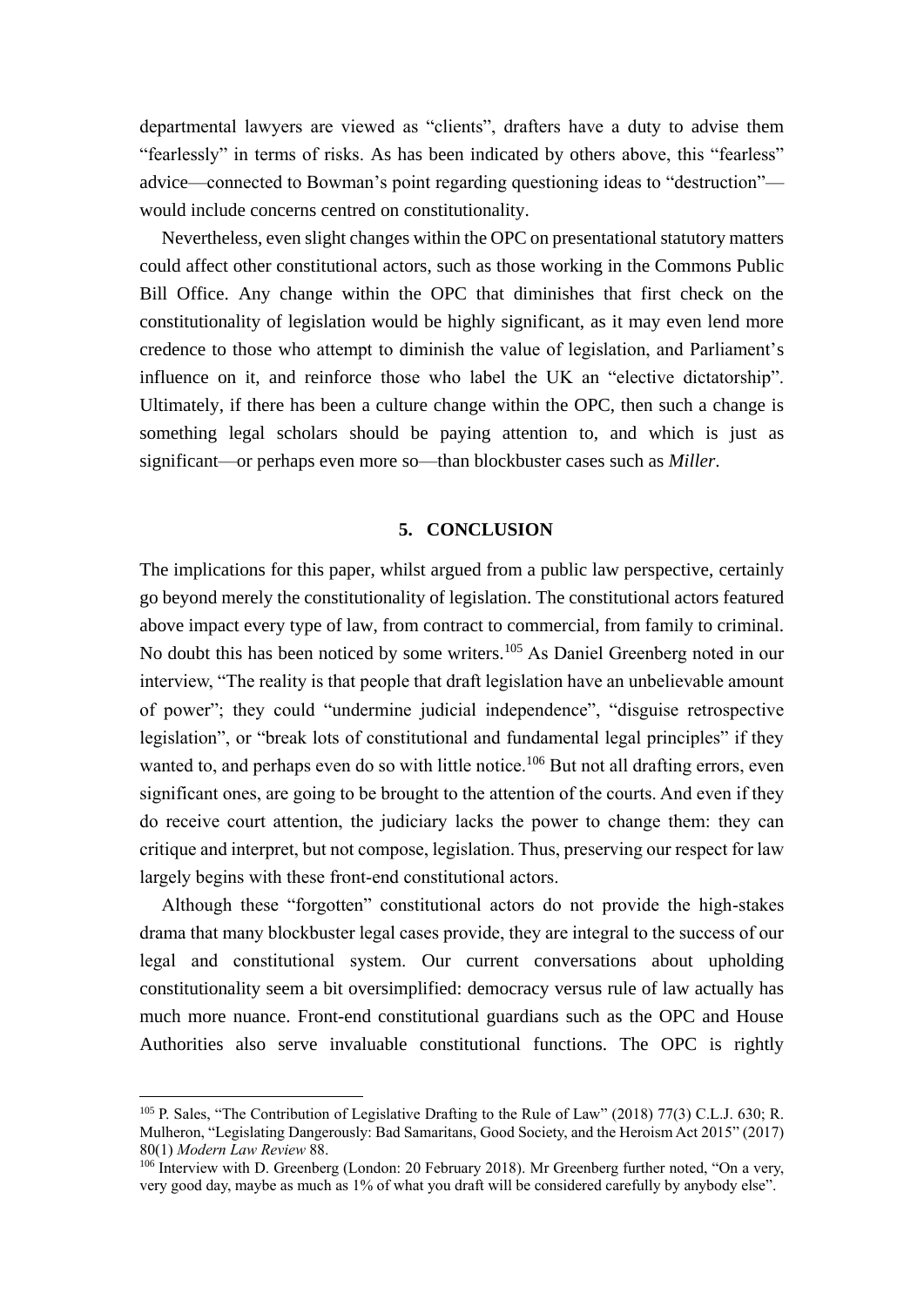departmental lawyers are viewed as "clients", drafters have a duty to advise them "fearlessly" in terms of risks. As has been indicated by others above, this "fearless" advice—connected to Bowman's point regarding questioning ideas to "destruction"—would include concerns centred on constitutionality.

Nevertheless, even slight changes within the OPC on presentational statutory matters could affect other constitutional actors, such as those working in the Commons Public Bill Office. Any change within the OPC that diminishes that first check on the constitutionality of legislation would be highly significant, as it may even lend more credence to those who attempt to diminish the value of legislation, and Parliament's influence on it, and reinforce those who label the UK an "elective dictatorship". Ultimately, if there has been a culture change within the OPC, then such a change is something legal scholars should be paying attention to, and which is just as significant—or perhaps even more so—than blockbuster cases such as *Miller*.

## 5. CONCLUSION

The implications for this paper, whilst argued from a public law perspective, certainly go beyond merely the constitutionality of legislation. The constitutional actors featured above impact every type of law, from contract to commercial, from family to criminal. No doubt this has been noticed by some writers.[105] As Daniel Greenberg noted in our interview, "The reality is that people that draft legislation have an unbelievable amount of power"; they could "undermine judicial independence", "disguise retrospective legislation", or "break lots of constitutional and fundamental legal principles" if they wanted to, and perhaps even do so with little notice.[106] But not all drafting errors, even significant ones, are going to be brought to the attention of the courts. And even if they do receive court attention, the judiciary lacks the power to change them: they can critique and interpret, but not compose, legislation. Thus, preserving our respect for law largely begins with these front-end constitutional actors.

Although these "forgotten" constitutional actors do not provide the high-stakes drama that many blockbuster legal cases provide, they are integral to the success of our legal and constitutional system. Our current conversations about upholding constitutionality seem a bit oversimplified: democracy versus rule of law actually has much more nuance. Front-end constitutional guardians such as the OPC and House Authorities also serve invaluable constitutional functions. The OPC is rightly

[105] P. Sales, "The Contribution of Legislative Drafting to the Rule of Law" (2018) 77(3) C.L.J. 630; R. Mulheron, "Legislating Dangerously: Bad Samaritans, Good Society, and the Heroism Act 2015" (2017) 80(1) *Modern Law Review* 88.

[106] Interview with D. Greenberg (London: 20 February 2018). Mr Greenberg further noted, "On a very, very good day, maybe as much as 1% of what you draft will be considered carefully by anybody else".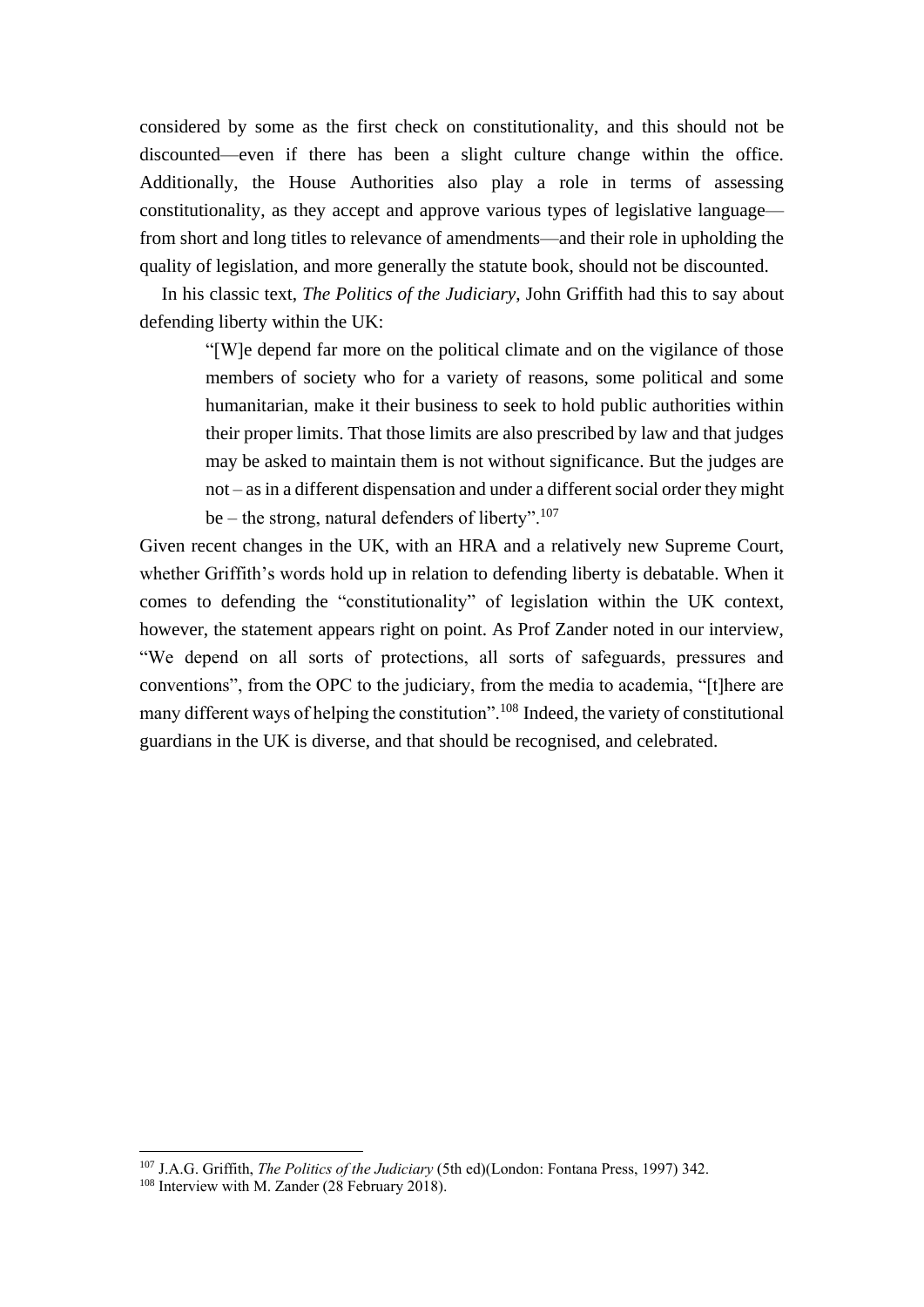considered by some as the first check on constitutionality, and this should not be discounted—even if there has been a slight culture change within the office. Additionally, the House Authorities also play a role in terms of assessing constitutionality, as they accept and approve various types of legislative language—from short and long titles to relevance of amendments—and their role in upholding the quality of legislation, and more generally the statute book, should not be discounted.

In his classic text, *The Politics of the Judiciary*, John Griffith had this to say about defending liberty within the UK:

> "[W]e depend far more on the political climate and on the vigilance of those members of society who for a variety of reasons, some political and some humanitarian, make it their business to seek to hold public authorities within their proper limits. That those limits are also prescribed by law and that judges may be asked to maintain them is not without significance. But the judges are not – as in a different dispensation and under a different social order they might be – the strong, natural defenders of liberty".[107]

Given recent changes in the UK, with an HRA and a relatively new Supreme Court, whether Griffith's words hold up in relation to defending liberty is debatable. When it comes to defending the "constitutionality" of legislation within the UK context, however, the statement appears right on point. As Prof Zander noted in our interview, "We depend on all sorts of protections, all sorts of safeguards, pressures and conventions", from the OPC to the judiciary, from the media to academia, "[t]here are many different ways of helping the constitution".[108] Indeed, the variety of constitutional guardians in the UK is diverse, and that should be recognised, and celebrated.

---

[107] J.A.G. Griffith, *The Politics of the Judiciary* (5th ed)(London: Fontana Press, 1997) 342.

[108] Interview with M. Zander (28 February 2018).